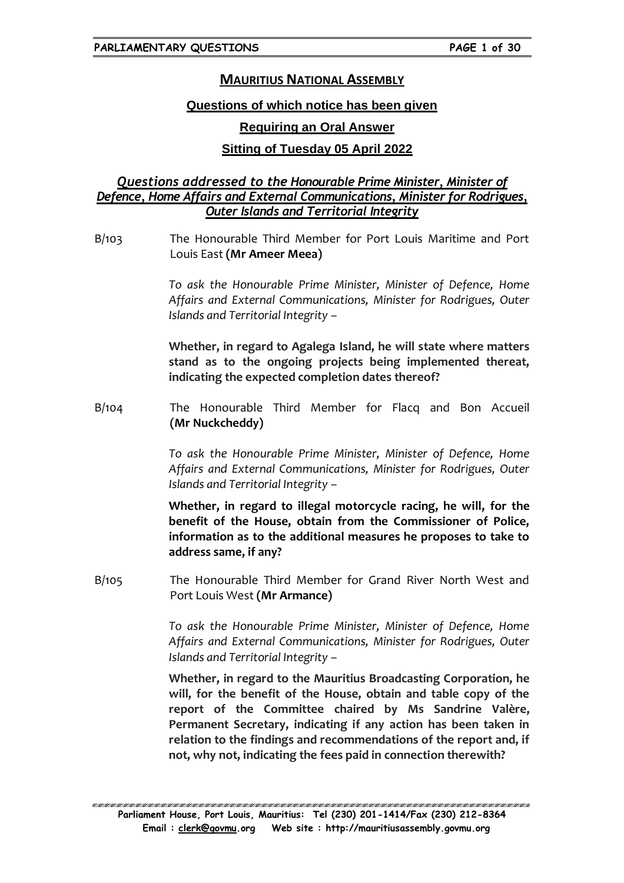## MAURITIUS NATIONAL ASSEMBLY

### Questions of which notice has been given

### Requiring an Oral Answer

### Sitting of Tuesday 05 April 2022

### *Questions addressed to the Honourable Prime Minister, Minister of Defence, Home Affairs and External Communications, Minister for Rodrigues, Outer Islands and Territorial Integrity*

B/103 The Honourable Third Member for Port Louis Maritime and Port Louis East **(Mr Ameer Meea)**

*To ask the Honourable Prime Minister, Minister of Defence, Home Affairs and External Communications, Minister for Rodrigues, Outer Islands and Territorial Integrity –*

**Whether, in regard to Agalega Island, he will state where matters stand as to the ongoing projects being implemented thereat, indicating the expected completion dates thereof?**

B/104 The Honourable Third Member for Flacq and Bon Accueil **(Mr Nuckcheddy)**

*To ask the Honourable Prime Minister, Minister of Defence, Home Affairs and External Communications, Minister for Rodrigues, Outer Islands and Territorial Integrity –*

**Whether, in regard to illegal motorcycle racing, he will, for the benefit of the House, obtain from the Commissioner of Police, information as to the additional measures he proposes to take to address same, if any?**

B/105 The Honourable Third Member for Grand River North West and Port Louis West **(Mr Armance)**

*To ask the Honourable Prime Minister, Minister of Defence, Home Affairs and External Communications, Minister for Rodrigues, Outer Islands and Territorial Integrity –*

**Whether, in regard to the Mauritius Broadcasting Corporation, he will, for the benefit of the House, obtain and table copy of the report of the Committee chaired by Ms Sandrine Valère, Permanent Secretary, indicating if any action has been taken in relation to the findings and recommendations of the report and, if not, why not, indicating the fees paid in connection therewith?**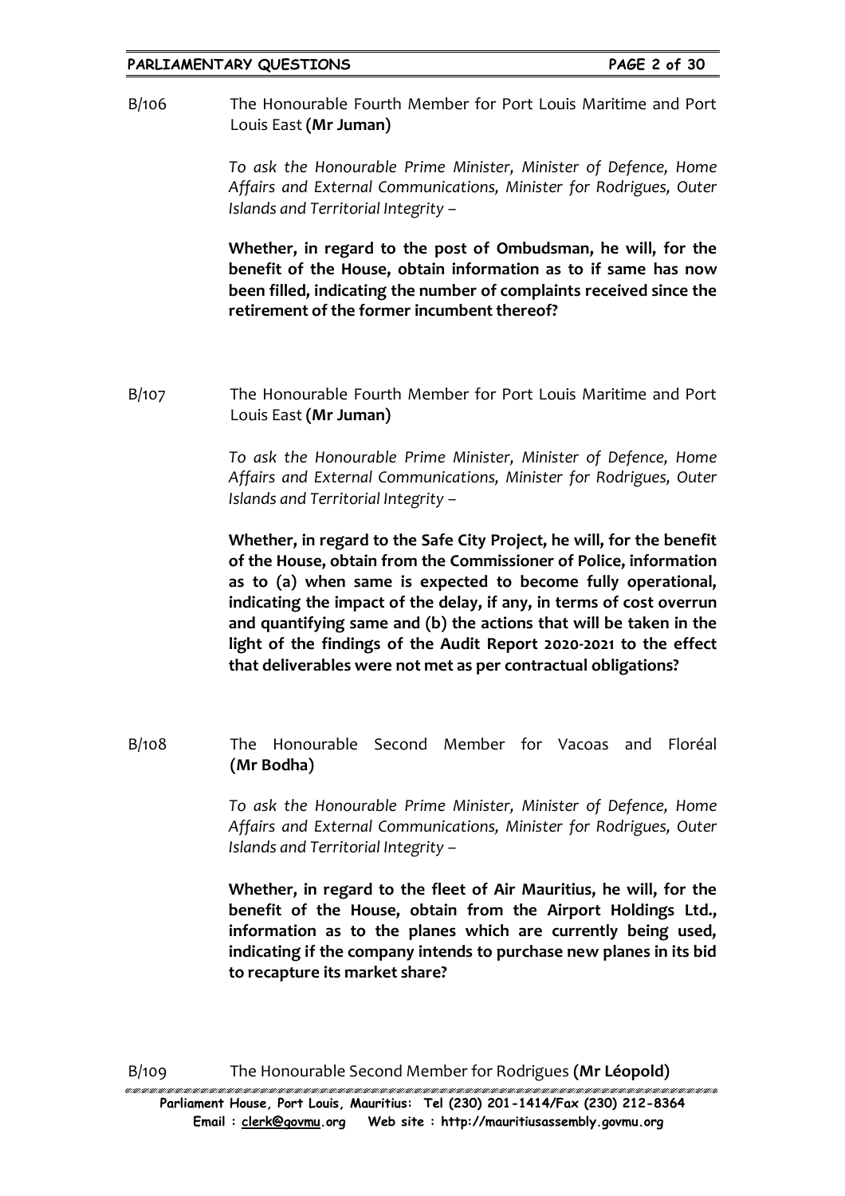B/106 The Honourable Fourth Member for Port Louis Maritime and Port Louis East **(Mr Juman)**

*To ask the Honourable Prime Minister, Minister of Defence, Home Affairs and External Communications, Minister for Rodrigues, Outer Islands and Territorial Integrity –*

**Whether, in regard to the post of Ombudsman, he will, for the benefit of the House, obtain information as to if same has now been filled, indicating the number of complaints received since the retirement of the former incumbent thereof?**

B/107 The Honourable Fourth Member for Port Louis Maritime and Port Louis East **(Mr Juman)**

*To ask the Honourable Prime Minister, Minister of Defence, Home Affairs and External Communications, Minister for Rodrigues, Outer Islands and Territorial Integrity –*

**Whether, in regard to the Safe City Project, he will, for the benefit of the House, obtain from the Commissioner of Police, information as to (a) when same is expected to become fully operational, indicating the impact of the delay, if any, in terms of cost overrun and quantifying same and (b) the actions that will be taken in the light of the findings of the Audit Report 2020-2021 to the effect that deliverables were not met as per contractual obligations?**

B/108 The Honourable Second Member for Vacoas and Floréal **(Mr Bodha)**

*To ask the Honourable Prime Minister, Minister of Defence, Home Affairs and External Communications, Minister for Rodrigues, Outer Islands and Territorial Integrity –*

**Whether, in regard to the fleet of Air Mauritius, he will, for the benefit of the House, obtain from the Airport Holdings Ltd., information as to the planes which are currently being used, indicating if the company intends to purchase new planes in its bid to recapture its market share?**

B/109 The Honourable Second Member for Rodrigues **(Mr Léopold)**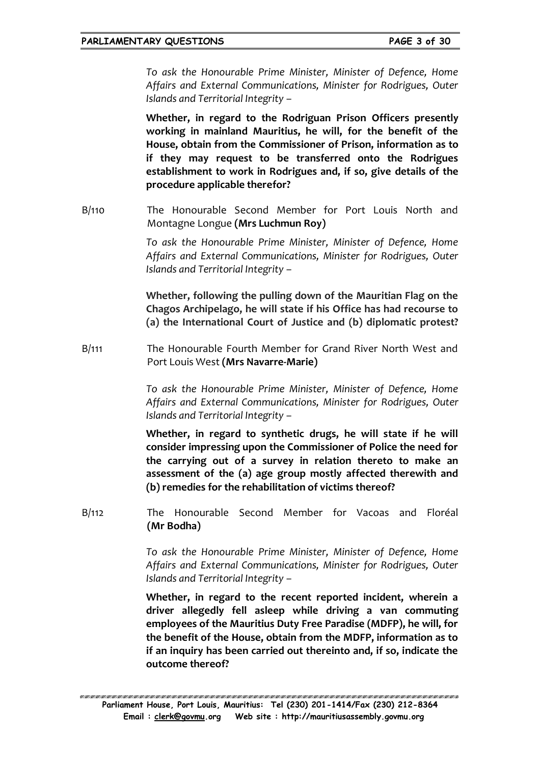*To ask the Honourable Prime Minister, Minister of Defence, Home Affairs and External Communications, Minister for Rodrigues, Outer Islands and Territorial Integrity –*

**Whether, in regard to the Rodriguan Prison Officers presently working in mainland Mauritius, he will, for the benefit of the House, obtain from the Commissioner of Prison, information as to if they may request to be transferred onto the Rodrigues establishment to work in Rodrigues and, if so, give details of the procedure applicable therefor?**

B/110 The Honourable Second Member for Port Louis North and Montagne Longue **(Mrs Luchmun Roy)**

*To ask the Honourable Prime Minister, Minister of Defence, Home Affairs and External Communications, Minister for Rodrigues, Outer Islands and Territorial Integrity –*

**Whether, following the pulling down of the Mauritian Flag on the Chagos Archipelago, he will state if his Office has had recourse to (a) the International Court of Justice and (b) diplomatic protest?**

B/111 The Honourable Fourth Member for Grand River North West and Port Louis West **(Mrs Navarre-Marie)**

*To ask the Honourable Prime Minister, Minister of Defence, Home Affairs and External Communications, Minister for Rodrigues, Outer Islands and Territorial Integrity –*

**Whether, in regard to synthetic drugs, he will state if he will consider impressing upon the Commissioner of Police the need for the carrying out of a survey in relation thereto to make an assessment of the (a) age group mostly affected therewith and (b) remedies for the rehabilitation of victims thereof?**

B/112 The Honourable Second Member for Vacoas and Floréal **(Mr Bodha)**

*To ask the Honourable Prime Minister, Minister of Defence, Home Affairs and External Communications, Minister for Rodrigues, Outer Islands and Territorial Integrity –*

**Whether, in regard to the recent reported incident, wherein a driver allegedly fell asleep while driving a van commuting employees of the Mauritius Duty Free Paradise (MDFP), he will, for the benefit of the House, obtain from the MDFP, information as to if an inquiry has been carried out thereinto and, if so, indicate the outcome thereof?**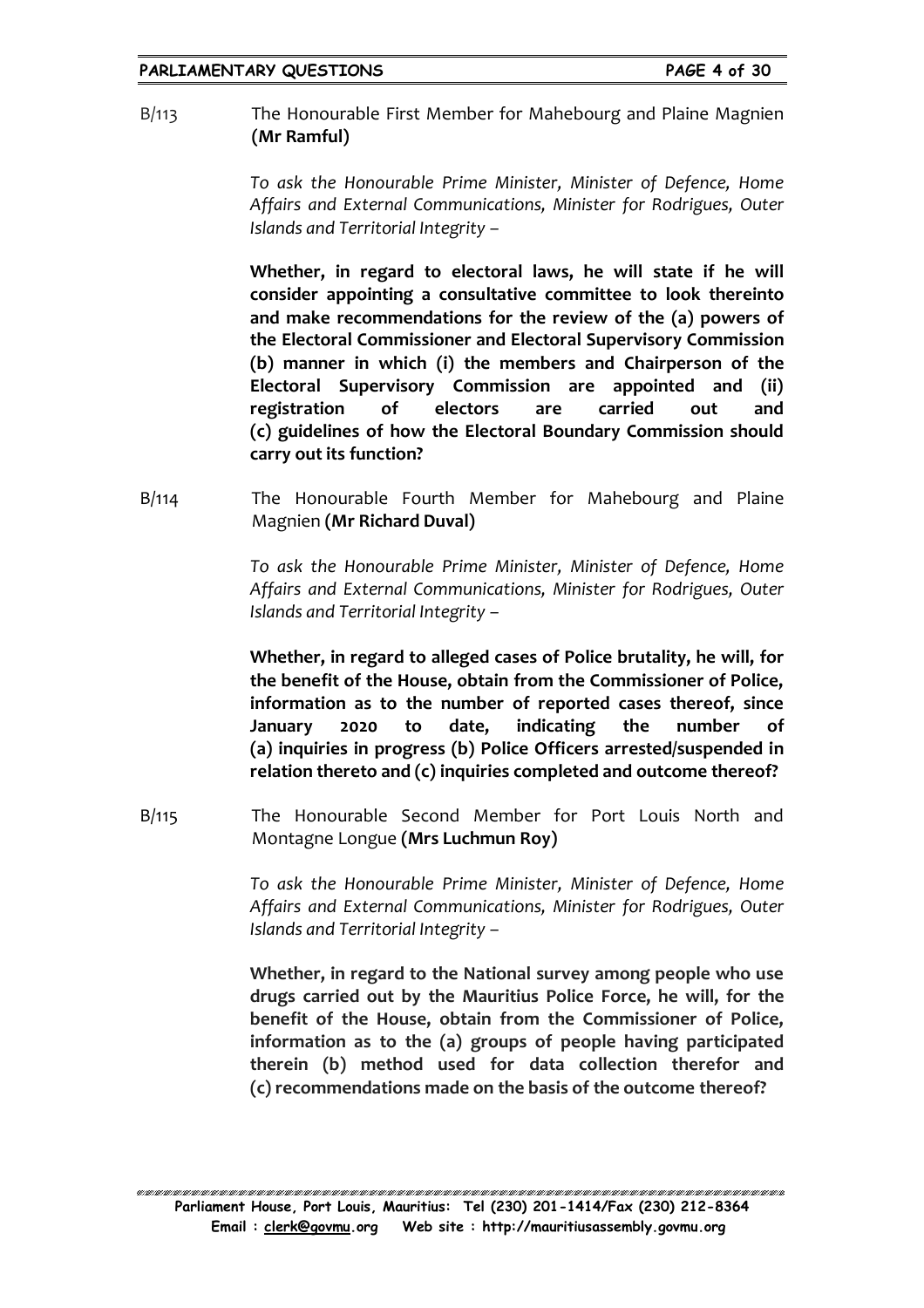B/113 The Honourable First Member for Mahebourg and Plaine Magnien **(Mr Ramful)**

*To ask the Honourable Prime Minister, Minister of Defence, Home Affairs and External Communications, Minister for Rodrigues, Outer Islands and Territorial Integrity –*

**Whether, in regard to electoral laws, he will state if he will consider appointing a consultative committee to look thereinto and make recommendations for the review of the (a) powers of the Electoral Commissioner and Electoral Supervisory Commission (b) manner in which (i) the members and Chairperson of the Electoral Supervisory Commission are appointed and (ii) registration of electors are carried out and (c) guidelines of how the Electoral Boundary Commission should carry out its function?**

B/114 The Honourable Fourth Member for Mahebourg and Plaine Magnien **(Mr Richard Duval)**

*To ask the Honourable Prime Minister, Minister of Defence, Home Affairs and External Communications, Minister for Rodrigues, Outer Islands and Territorial Integrity –*

**Whether, in regard to alleged cases of Police brutality, he will, for the benefit of the House, obtain from the Commissioner of Police, information as to the number of reported cases thereof, since January 2020 to date, indicating the number of (a) inquiries in progress (b) Police Officers arrested/suspended in relation thereto and (c) inquiries completed and outcome thereof?**

B/115 The Honourable Second Member for Port Louis North and Montagne Longue **(Mrs Luchmun Roy)**

*To ask the Honourable Prime Minister, Minister of Defence, Home Affairs and External Communications, Minister for Rodrigues, Outer Islands and Territorial Integrity –*

**Whether, in regard to the National survey among people who use drugs carried out by the Mauritius Police Force, he will, for the benefit of the House, obtain from the Commissioner of Police, information as to the (a) groups of people having participated therein (b) method used for data collection therefor and (c) recommendations made on the basis of the outcome thereof?**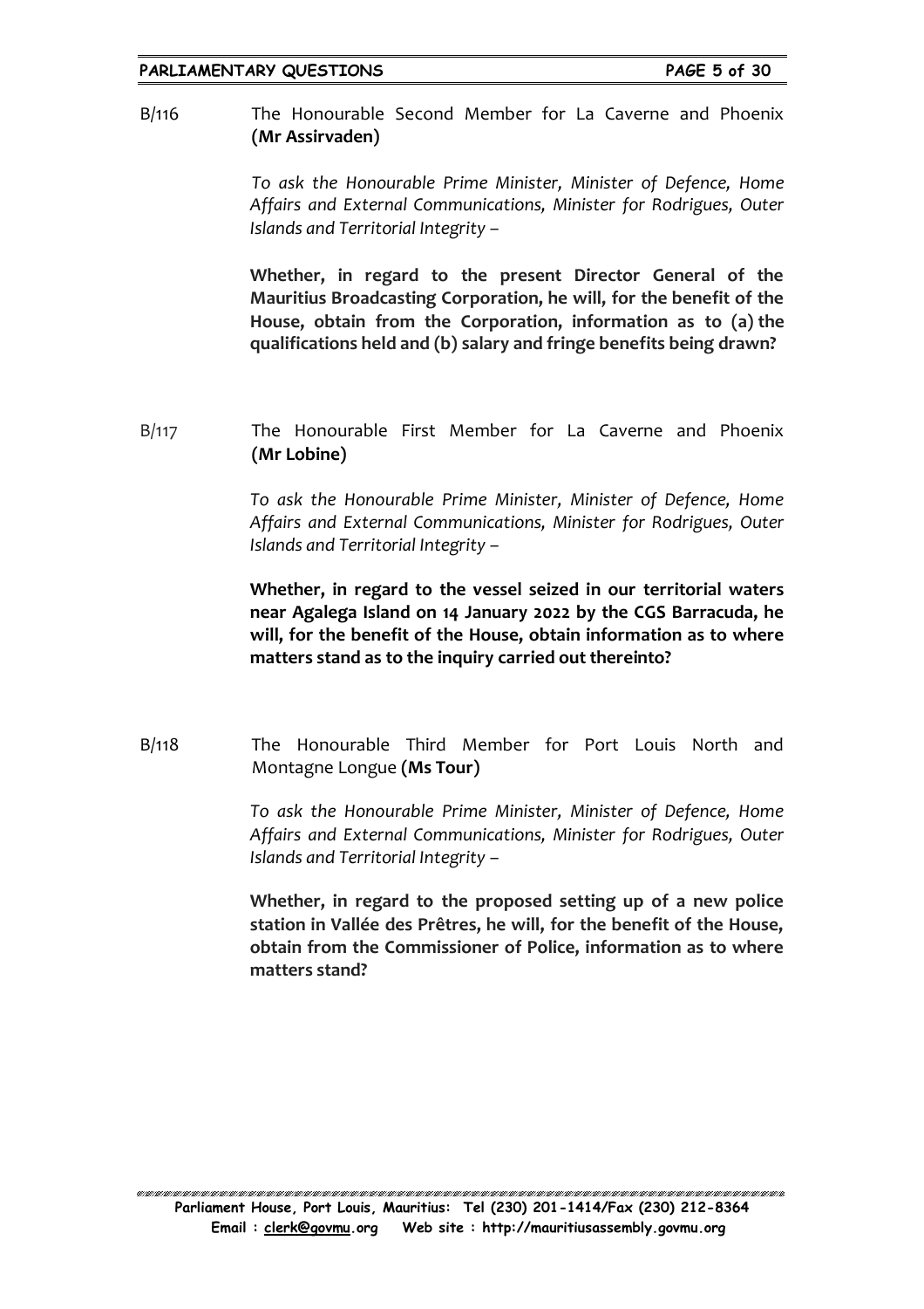B/116 The Honourable Second Member for La Caverne and Phoenix **(Mr Assirvaden)**

*To ask the Honourable Prime Minister, Minister of Defence, Home Affairs and External Communications, Minister for Rodrigues, Outer Islands and Territorial Integrity –*

**Whether, in regard to the present Director General of the Mauritius Broadcasting Corporation, he will, for the benefit of the House, obtain from the Corporation, information as to (a) the qualifications held and (b) salary and fringe benefits being drawn?**

B/117 The Honourable First Member for La Caverne and Phoenix **(Mr Lobine)**

*To ask the Honourable Prime Minister, Minister of Defence, Home Affairs and External Communications, Minister for Rodrigues, Outer Islands and Territorial Integrity –*

**Whether, in regard to the vessel seized in our territorial waters near Agalega Island on 14 January 2022 by the CGS Barracuda, he will, for the benefit of the House, obtain information as to where matters stand as to the inquiry carried out thereinto?**

B/118 The Honourable Third Member for Port Louis North and Montagne Longue **(Ms Tour)**

*To ask the Honourable Prime Minister, Minister of Defence, Home Affairs and External Communications, Minister for Rodrigues, Outer Islands and Territorial Integrity –*

**Whether, in regard to the proposed setting up of a new police station in Vallée des Prêtres, he will, for the benefit of the House, obtain from the Commissioner of Police, information as to where matters stand?**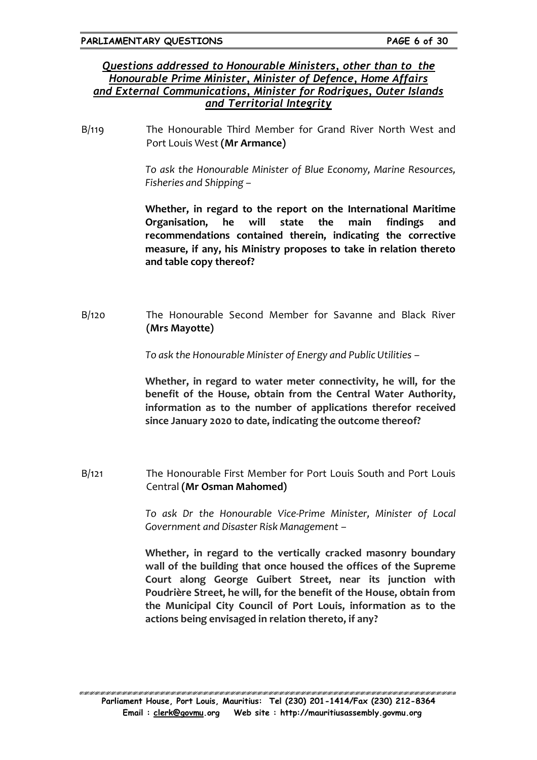## *Questions addressed to Honourable Ministers, other than to the Honourable Prime Minister, Minister of Defence, Home Affairs and External Communications, Minister for Rodrigues, Outer Islands and Territorial Integrity*

B/119 The Honourable Third Member for Grand River North West and Port Louis West **(Mr Armance)**

*To ask the Honourable Minister of Blue Economy, Marine Resources, Fisheries and Shipping –*

**Whether, in regard to the report on the International Maritime Organisation, he will state the main findings and recommendations contained therein, indicating the corrective measure, if any, his Ministry proposes to take in relation thereto and table copy thereof?**

B/120 The Honourable Second Member for Savanne and Black River **(Mrs Mayotte)**

*To ask the Honourable Minister of Energy and Public Utilities –*

**Whether, in regard to water meter connectivity, he will, for the benefit of the House, obtain from the Central Water Authority, information as to the number of applications therefor received since January 2020 to date, indicating the outcome thereof?**

B/121 The Honourable First Member for Port Louis South and Port Louis Central **(Mr Osman Mahomed)**

*To ask Dr the Honourable Vice-Prime Minister, Minister of Local Government and Disaster Risk Management –*

**Whether, in regard to the vertically cracked masonry boundary wall of the building that once housed the offices of the Supreme Court along George Guibert Street, near its junction with Poudrière Street, he will, for the benefit of the House, obtain from the Municipal City Council of Port Louis, information as to the actions being envisaged in relation thereto, if any?**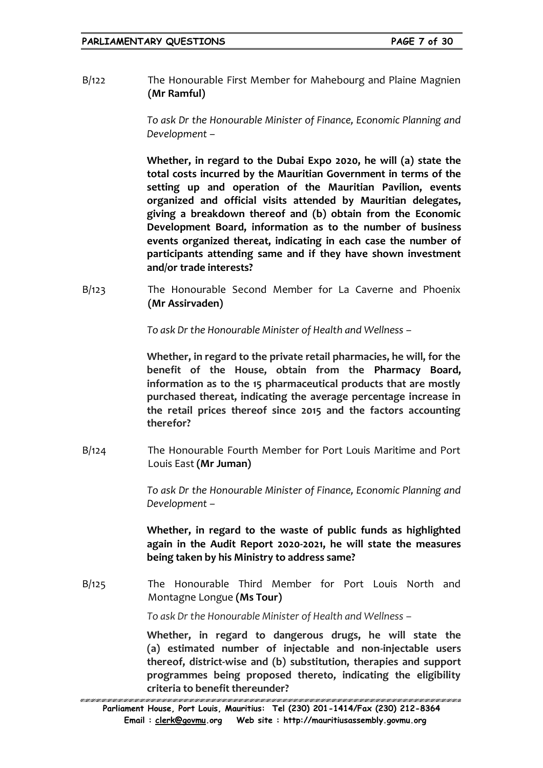B/122 The Honourable First Member for Mahebourg and Plaine Magnien **(Mr Ramful)**

*To ask Dr the Honourable Minister of Finance, Economic Planning and Development –*

**Whether, in regard to the Dubai Expo 2020, he will (a) state the total costs incurred by the Mauritian Government in terms of the setting up and operation of the Mauritian Pavilion, events organized and official visits attended by Mauritian delegates, giving a breakdown thereof and (b) obtain from the Economic Development Board, information as to the number of business events organized thereat, indicating in each case the number of participants attending same and if they have shown investment and/or trade interests?**

B/123 The Honourable Second Member for La Caverne and Phoenix **(Mr Assirvaden)**

*To ask Dr the Honourable Minister of Health and Wellness –*

**Whether, in regard to the private retail pharmacies, he will, for the benefit of the House, obtain from the Pharmacy Board, information as to the 15 pharmaceutical products that are mostly purchased thereat, indicating the average percentage increase in the retail prices thereof since 2015 and the factors accounting therefor?**

B/124 The Honourable Fourth Member for Port Louis Maritime and Port Louis East **(Mr Juman)**

*To ask Dr the Honourable Minister of Finance, Economic Planning and Development –*

**Whether, in regard to the waste of public funds as highlighted again in the Audit Report 2020-2021, he will state the measures being taken by his Ministry to address same?**

B/125 The Honourable Third Member for Port Louis North and Montagne Longue **(Ms Tour)**

*To ask Dr the Honourable Minister of Health and Wellness –*

**Whether, in regard to dangerous drugs, he will state the (a) estimated number of injectable and non-injectable users thereof, district-wise and (b) substitution, therapies and support programmes being proposed thereto, indicating the eligibility criteria to benefit thereunder?**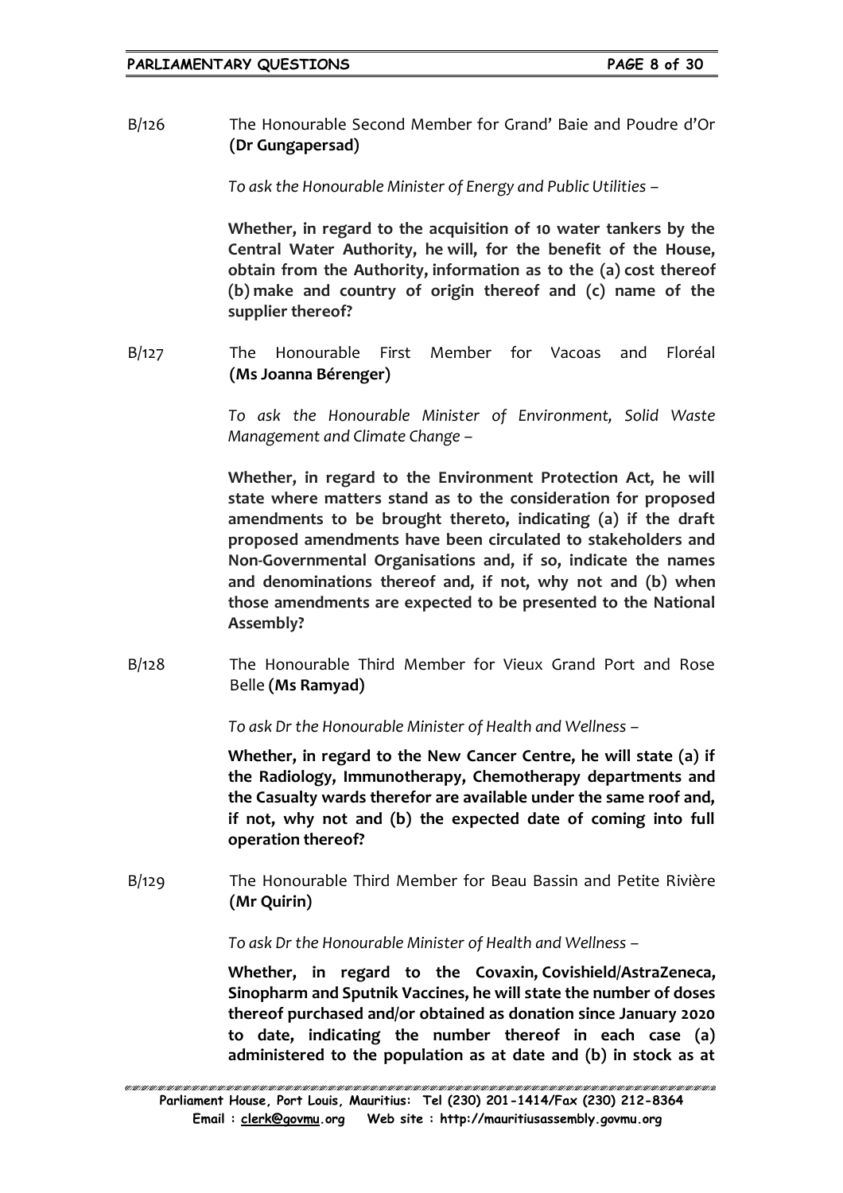B/126 The Honourable Second Member for Grand' Baie and Poudre d'Or **(Dr Gungapersad)**

*To ask the Honourable Minister of Energy and Public Utilities –*

**Whether, in regard to the acquisition of 10 water tankers by the Central Water Authority, he will, for the benefit of the House, obtain from the Authority, information as to the (a) cost thereof (b) make and country of origin thereof and (c) name of the supplier thereof?**

B/127 The Honourable First Member for Vacoas and Floréal **(Ms Joanna Bérenger)**

*To ask the Honourable Minister of Environment, Solid Waste Management and Climate Change –*

**Whether, in regard to the Environment Protection Act, he will state where matters stand as to the consideration for proposed amendments to be brought thereto, indicating (a) if the draft proposed amendments have been circulated to stakeholders and Non-Governmental Organisations and, if so, indicate the names and denominations thereof and, if not, why not and (b) when those amendments are expected to be presented to the National Assembly?**

B/128 The Honourable Third Member for Vieux Grand Port and Rose Belle **(Ms Ramyad)**

*To ask Dr the Honourable Minister of Health and Wellness –*

**Whether, in regard to the New Cancer Centre, he will state (a) if the Radiology, Immunotherapy, Chemotherapy departments and the Casualty wards therefor are available under the same roof and, if not, why not and (b) the expected date of coming into full operation thereof?**

B/129 The Honourable Third Member for Beau Bassin and Petite Rivière **(Mr Quirin)**

*To ask Dr the Honourable Minister of Health and Wellness –*

**Whether, in regard to the Covaxin, Covishield/AstraZeneca, Sinopharm and Sputnik Vaccines, he will state the number of doses thereof purchased and/or obtained as donation since January 2020 to date, indicating the number thereof in each case (a) administered to the population as at date and (b) in stock as at**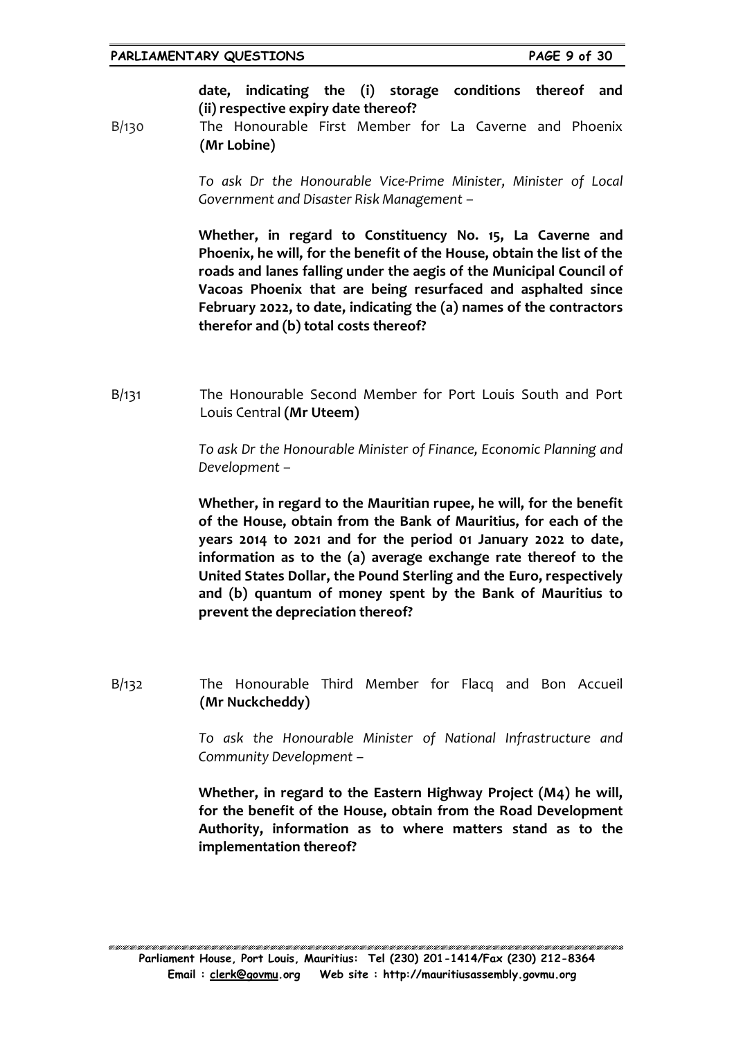**date, indicating the (i) storage conditions thereof and (ii) respective expiry date thereof?**

B/130 The Honourable First Member for La Caverne and Phoenix **(Mr Lobine)**

*To ask Dr the Honourable Vice-Prime Minister, Minister of Local Government and Disaster Risk Management –*

**Whether, in regard to Constituency No. 15, La Caverne and Phoenix, he will, for the benefit of the House, obtain the list of the roads and lanes falling under the aegis of the Municipal Council of Vacoas Phoenix that are being resurfaced and asphalted since February 2022, to date, indicating the (a) names of the contractors therefor and (b) total costs thereof?**

B/131 The Honourable Second Member for Port Louis South and Port Louis Central **(Mr Uteem)**

*To ask Dr the Honourable Minister of Finance, Economic Planning and Development –*

**Whether, in regard to the Mauritian rupee, he will, for the benefit of the House, obtain from the Bank of Mauritius, for each of the years 2014 to 2021 and for the period 01 January 2022 to date, information as to the (a) average exchange rate thereof to the United States Dollar, the Pound Sterling and the Euro, respectively and (b) quantum of money spent by the Bank of Mauritius to prevent the depreciation thereof?**

B/132 The Honourable Third Member for Flacq and Bon Accueil **(Mr Nuckcheddy)**

*To ask the Honourable Minister of National Infrastructure and Community Development –*

**Whether, in regard to the Eastern Highway Project (M4) he will, for the benefit of the House, obtain from the Road Development Authority, information as to where matters stand as to the implementation thereof?**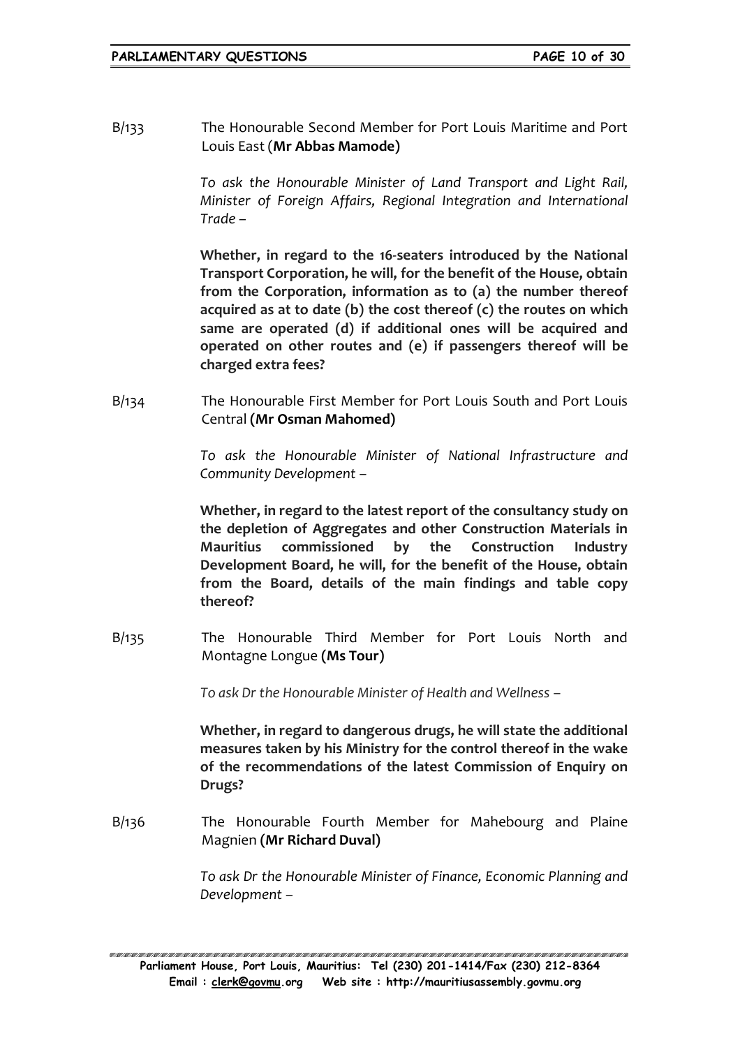B/133 The Honourable Second Member for Port Louis Maritime and Port Louis East (**Mr Abbas Mamode**)

*To ask the Honourable Minister of Land Transport and Light Rail, Minister of Foreign Affairs, Regional Integration and International Trade –*

**Whether, in regard to the 16-seaters introduced by the National Transport Corporation, he will, for the benefit of the House, obtain from the Corporation, information as to (a) the number thereof acquired as at to date (b) the cost thereof (c) the routes on which same are operated (d) if additional ones will be acquired and operated on other routes and (e) if passengers thereof will be charged extra fees?**

B/134 The Honourable First Member for Port Louis South and Port Louis Central **(Mr Osman Mahomed)**

*To ask the Honourable Minister of National Infrastructure and Community Development –*

**Whether, in regard to the latest report of the consultancy study on the depletion of Aggregates and other Construction Materials in Mauritius commissioned by the Construction Industry Development Board, he will, for the benefit of the House, obtain from the Board, details of the main findings and table copy thereof?**

B/135 The Honourable Third Member for Port Louis North and Montagne Longue **(Ms Tour)**

*To ask Dr the Honourable Minister of Health and Wellness –*

**Whether, in regard to dangerous drugs, he will state the additional measures taken by his Ministry for the control thereof in the wake of the recommendations of the latest Commission of Enquiry on Drugs?**

B/136 The Honourable Fourth Member for Mahebourg and Plaine Magnien **(Mr Richard Duval)**

*To ask Dr the Honourable Minister of Finance, Economic Planning and Development –*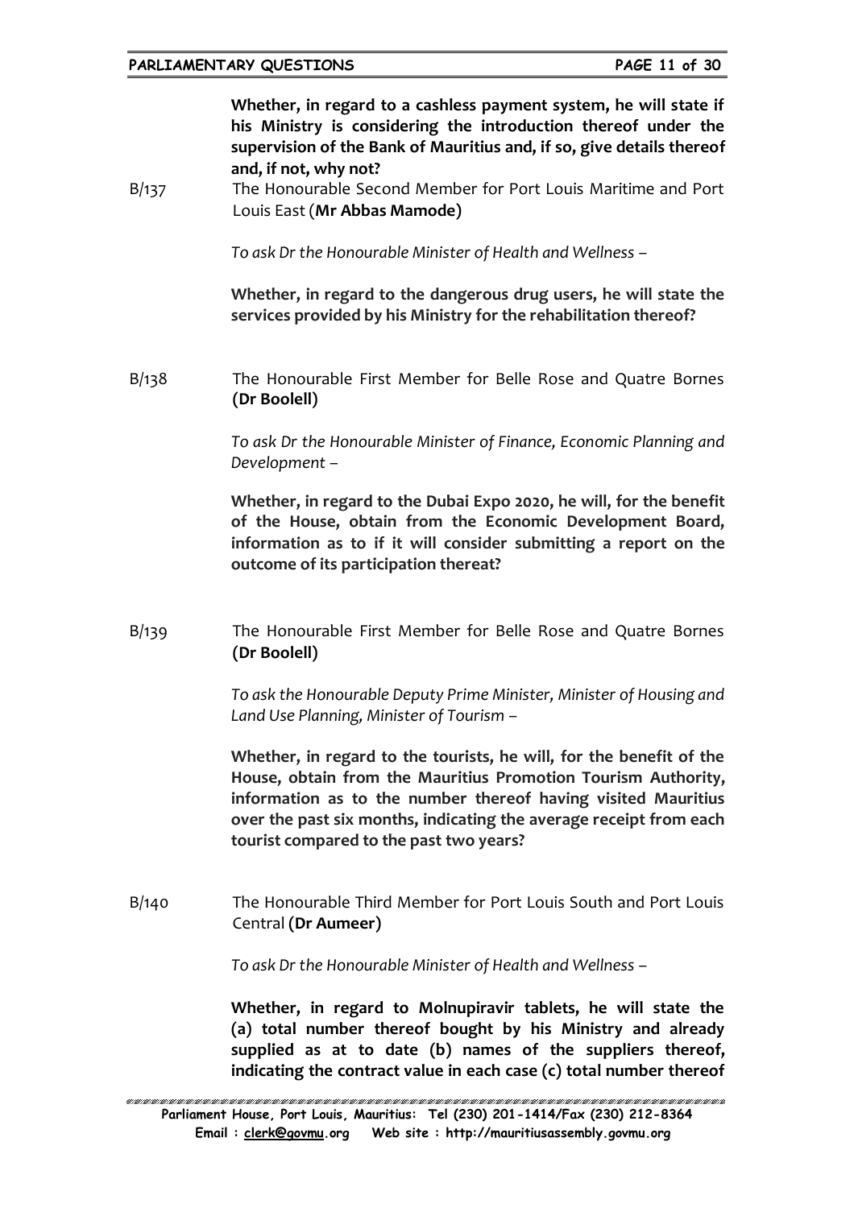**Whether, in regard to a cashless payment system, he will state if his Ministry is considering the introduction thereof under the supervision of the Bank of Mauritius and, if so, give details thereof and, if not, why not?**

B/137 The Honourable Second Member for Port Louis Maritime and Port Louis East (**Mr Abbas Mamode**)

*To ask Dr the Honourable Minister of Health and Wellness –*

**Whether, in regard to the dangerous drug users, he will state the services provided by his Ministry for the rehabilitation thereof?**

B/138 The Honourable First Member for Belle Rose and Quatre Bornes **(Dr Boolell)**

*To ask Dr the Honourable Minister of Finance, Economic Planning and Development –*

**Whether, in regard to the Dubai Expo 2020, he will, for the benefit of the House, obtain from the Economic Development Board, information as to if it will consider submitting a report on the outcome of its participation thereat?**

B/139 The Honourable First Member for Belle Rose and Quatre Bornes **(Dr Boolell)**

*To ask the Honourable Deputy Prime Minister, Minister of Housing and Land Use Planning, Minister of Tourism –*

**Whether, in regard to the tourists, he will, for the benefit of the House, obtain from the Mauritius Promotion Tourism Authority, information as to the number thereof having visited Mauritius over the past six months, indicating the average receipt from each tourist compared to the past two years?**

B/140 The Honourable Third Member for Port Louis South and Port Louis Central **(Dr Aumeer)**

*To ask Dr the Honourable Minister of Health and Wellness –*

**Whether, in regard to Molnupiravir tablets, he will state the (a) total number thereof bought by his Ministry and already supplied as at to date (b) names of the suppliers thereof, indicating the contract value in each case (c) total number thereof**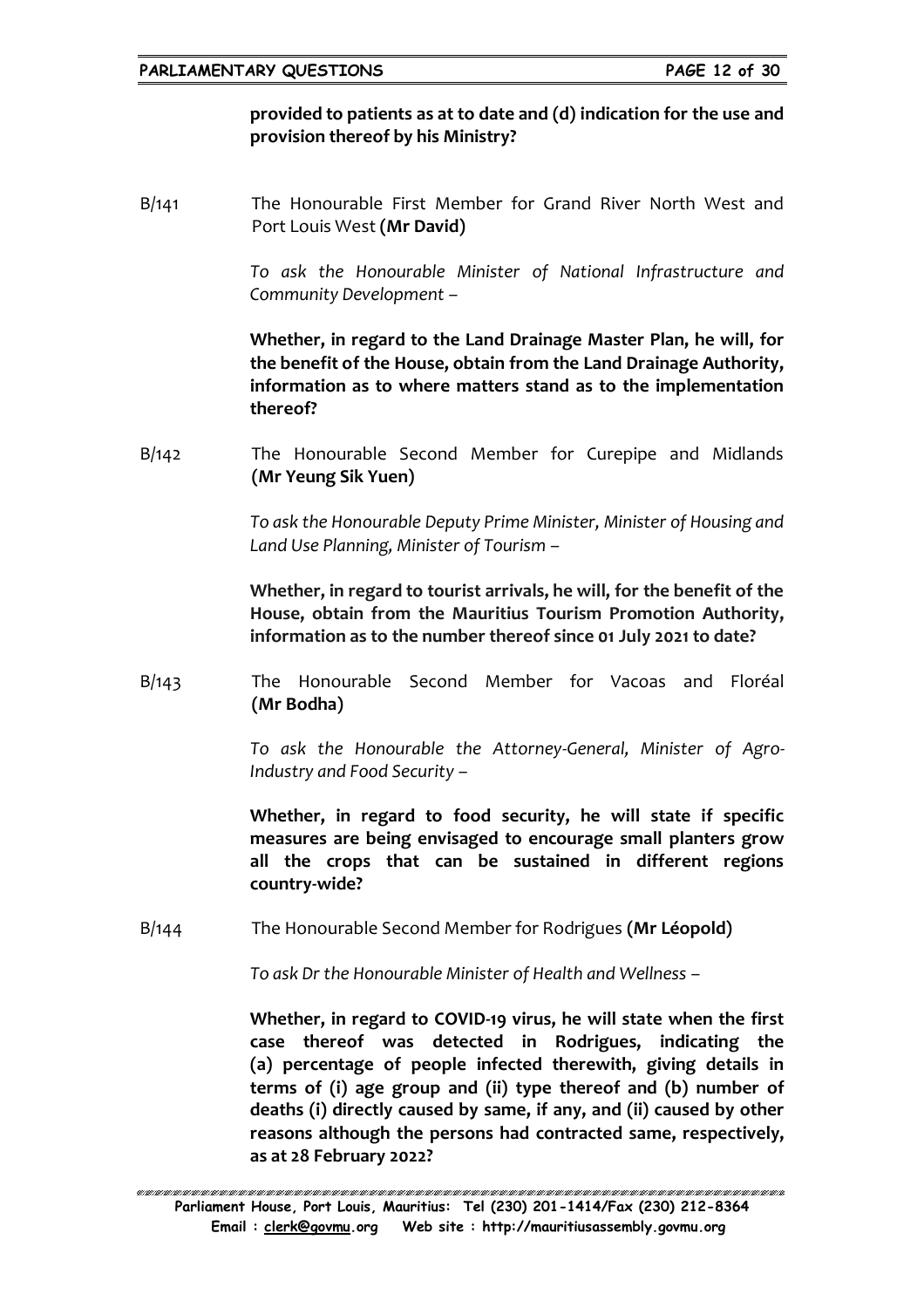**provided to patients as at to date and (d) indication for the use and provision thereof by his Ministry?**

B/141 The Honourable First Member for Grand River North West and Port Louis West **(Mr David)**

*To ask the Honourable Minister of National Infrastructure and Community Development –*

**Whether, in regard to the Land Drainage Master Plan, he will, for the benefit of the House, obtain from the Land Drainage Authority, information as to where matters stand as to the implementation thereof?**

B/142 The Honourable Second Member for Curepipe and Midlands **(Mr Yeung Sik Yuen)**

*To ask the Honourable Deputy Prime Minister, Minister of Housing and Land Use Planning, Minister of Tourism –*

**Whether, in regard to tourist arrivals, he will, for the benefit of the House, obtain from the Mauritius Tourism Promotion Authority, information as to the number thereof since 01 July 2021 to date?**

B/143 The Honourable Second Member for Vacoas and Floréal **(Mr Bodha)**

*To ask the Honourable the Attorney-General, Minister of Agro-Industry and Food Security –*

**Whether, in regard to food security, he will state if specific measures are being envisaged to encourage small planters grow all the crops that can be sustained in different regions country-wide?**

B/144 The Honourable Second Member for Rodrigues **(Mr Léopold)**

*To ask Dr the Honourable Minister of Health and Wellness –*

**Whether, in regard to COVID-19 virus, he will state when the first case thereof was detected in Rodrigues, indicating the (a) percentage of people infected therewith, giving details in terms of (i) age group and (ii) type thereof and (b) number of deaths (i) directly caused by same, if any, and (ii) caused by other reasons although the persons had contracted same, respectively, as at 28 February 2022?**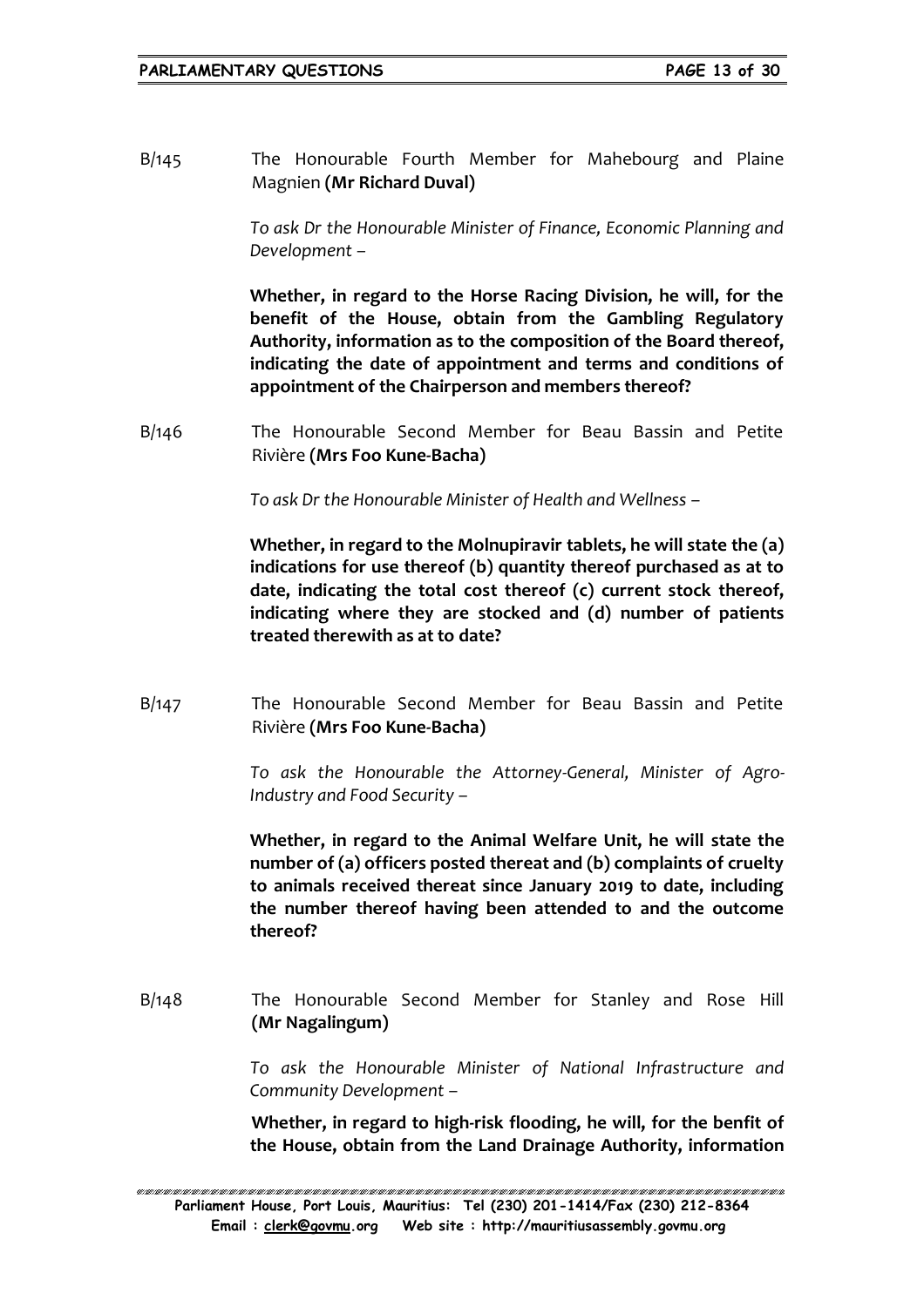B/145 The Honourable Fourth Member for Mahebourg and Plaine Magnien **(Mr Richard Duval)**

*To ask Dr the Honourable Minister of Finance, Economic Planning and Development –*

**Whether, in regard to the Horse Racing Division, he will, for the benefit of the House, obtain from the Gambling Regulatory Authority, information as to the composition of the Board thereof, indicating the date of appointment and terms and conditions of appointment of the Chairperson and members thereof?**

B/146 The Honourable Second Member for Beau Bassin and Petite Rivière **(Mrs Foo Kune-Bacha)**

*To ask Dr the Honourable Minister of Health and Wellness –*

**Whether, in regard to the Molnupiravir tablets, he will state the (a) indications for use thereof (b) quantity thereof purchased as at to date, indicating the total cost thereof (c) current stock thereof, indicating where they are stocked and (d) number of patients treated therewith as at to date?**

B/147 The Honourable Second Member for Beau Bassin and Petite Rivière **(Mrs Foo Kune-Bacha)**

*To ask the Honourable the Attorney-General, Minister of Agro-Industry and Food Security –*

**Whether, in regard to the Animal Welfare Unit, he will state the number of (a) officers posted thereat and (b) complaints of cruelty to animals received thereat since January 2019 to date, including the number thereof having been attended to and the outcome thereof?**

B/148 The Honourable Second Member for Stanley and Rose Hill **(Mr Nagalingum)**

*To ask the Honourable Minister of National Infrastructure and Community Development –*

**Whether, in regard to high-risk flooding, he will, for the benfit of the House, obtain from the Land Drainage Authority, information**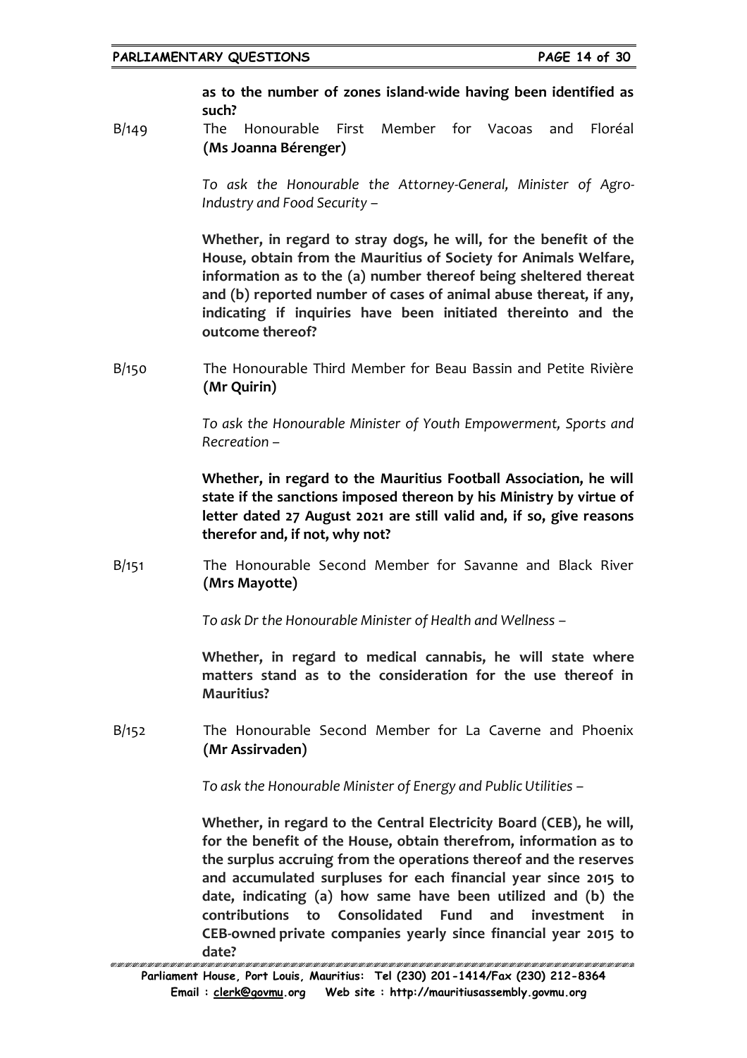**as to the number of zones island-wide having been identified as such?**

B/149 The Honourable First Member for Vacoas and Floréal **(Ms Joanna Bérenger)**

*To ask the Honourable the Attorney-General, Minister of Agro-Industry and Food Security –*

**Whether, in regard to stray dogs, he will, for the benefit of the House, obtain from the Mauritius of Society for Animals Welfare, information as to the (a) number thereof being sheltered thereat and (b) reported number of cases of animal abuse thereat, if any, indicating if inquiries have been initiated thereinto and the outcome thereof?**

B/150 The Honourable Third Member for Beau Bassin and Petite Rivière **(Mr Quirin)**

*To ask the Honourable Minister of Youth Empowerment, Sports and Recreation –*

**Whether, in regard to the Mauritius Football Association, he will state if the sanctions imposed thereon by his Ministry by virtue of letter dated 27 August 2021 are still valid and, if so, give reasons therefor and, if not, why not?**

B/151 The Honourable Second Member for Savanne and Black River **(Mrs Mayotte)**

*To ask Dr the Honourable Minister of Health and Wellness –*

**Whether, in regard to medical cannabis, he will state where matters stand as to the consideration for the use thereof in Mauritius?**

B/152 The Honourable Second Member for La Caverne and Phoenix **(Mr Assirvaden)**

*To ask the Honourable Minister of Energy and Public Utilities –*

**Whether, in regard to the Central Electricity Board (CEB), he will, for the benefit of the House, obtain therefrom, information as to the surplus accruing from the operations thereof and the reserves and accumulated surpluses for each financial year since 2015 to date, indicating (a) how same have been utilized and (b) the contributions to Consolidated Fund and investment in CEB-owned private companies yearly since financial year 2015 to date?**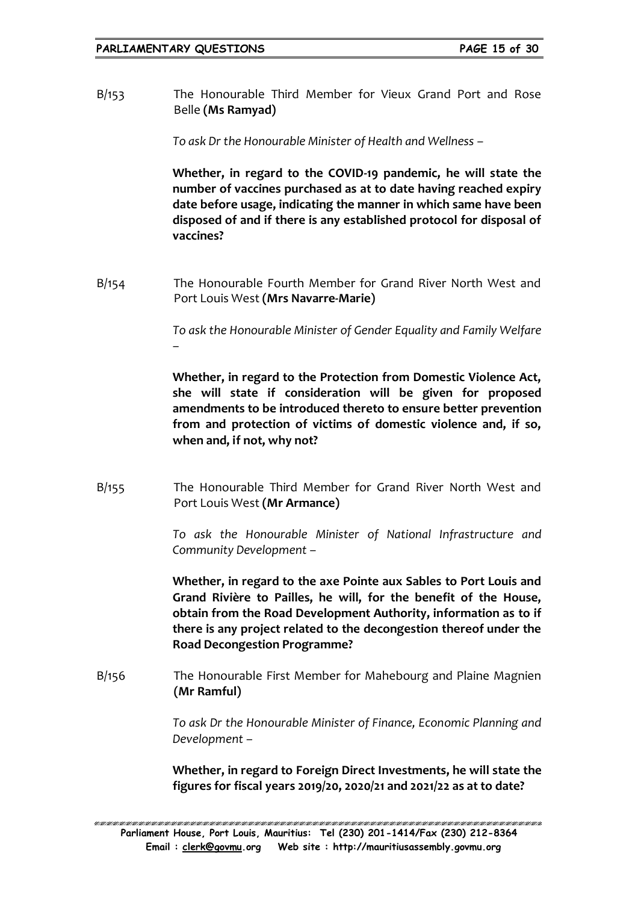B/153 The Honourable Third Member for Vieux Grand Port and Rose Belle **(Ms Ramyad)**

*To ask Dr the Honourable Minister of Health and Wellness –*

**Whether, in regard to the COVID-19 pandemic, he will state the number of vaccines purchased as at to date having reached expiry date before usage, indicating the manner in which same have been disposed of and if there is any established protocol for disposal of vaccines?**

B/154 The Honourable Fourth Member for Grand River North West and Port Louis West **(Mrs Navarre-Marie)**

*To ask the Honourable Minister of Gender Equality and Family Welfare –*

**Whether, in regard to the Protection from Domestic Violence Act, she will state if consideration will be given for proposed amendments to be introduced thereto to ensure better prevention from and protection of victims of domestic violence and, if so, when and, if not, why not?**

B/155 The Honourable Third Member for Grand River North West and Port Louis West **(Mr Armance)**

*To ask the Honourable Minister of National Infrastructure and Community Development –*

**Whether, in regard to the axe Pointe aux Sables to Port Louis and Grand Rivière to Pailles, he will, for the benefit of the House, obtain from the Road Development Authority, information as to if there is any project related to the decongestion thereof under the Road Decongestion Programme?**

B/156 The Honourable First Member for Mahebourg and Plaine Magnien **(Mr Ramful)**

*To ask Dr the Honourable Minister of Finance, Economic Planning and Development –*

**Whether, in regard to Foreign Direct Investments, he will state the figures for fiscal years 2019/20, 2020/21 and 2021/22 as at to date?**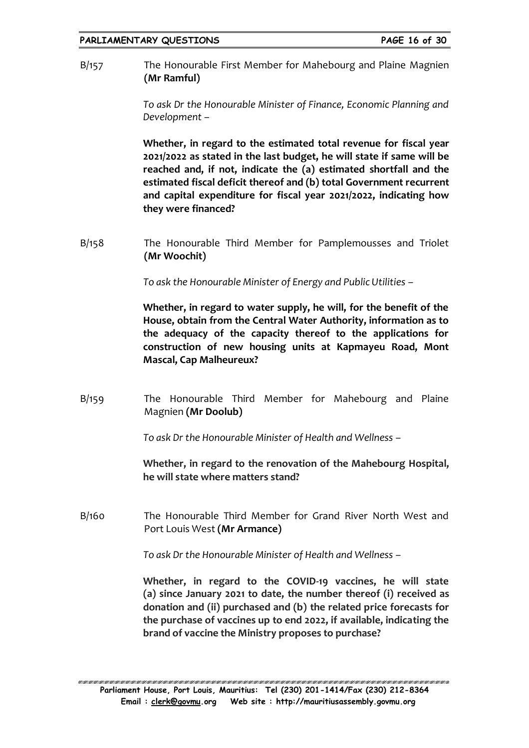B/157 The Honourable First Member for Mahebourg and Plaine Magnien **(Mr Ramful)**

*To ask Dr the Honourable Minister of Finance, Economic Planning and Development –*

**Whether, in regard to the estimated total revenue for fiscal year 2021/2022 as stated in the last budget, he will state if same will be reached and, if not, indicate the (a) estimated shortfall and the estimated fiscal deficit thereof and (b) total Government recurrent and capital expenditure for fiscal year 2021/2022, indicating how they were financed?**

B/158 The Honourable Third Member for Pamplemousses and Triolet **(Mr Woochit)**

*To ask the Honourable Minister of Energy and Public Utilities –*

**Whether, in regard to water supply, he will, for the benefit of the House, obtain from the Central Water Authority, information as to the adequacy of the capacity thereof to the applications for construction of new housing units at Kapmayeu Road, Mont Mascal, Cap Malheureux?**

B/159 The Honourable Third Member for Mahebourg and Plaine Magnien **(Mr Doolub)**

*To ask Dr the Honourable Minister of Health and Wellness –*

**Whether, in regard to the renovation of the Mahebourg Hospital, he will state where matters stand?**

B/160 The Honourable Third Member for Grand River North West and Port Louis West **(Mr Armance)**

*To ask Dr the Honourable Minister of Health and Wellness –*

**Whether, in regard to the COVID-19 vaccines, he will state (a) since January 2021 to date, the number thereof (i) received as donation and (ii) purchased and (b) the related price forecasts for the purchase of vaccines up to end 2022, if available, indicating the brand of vaccine the Ministry proposes to purchase?**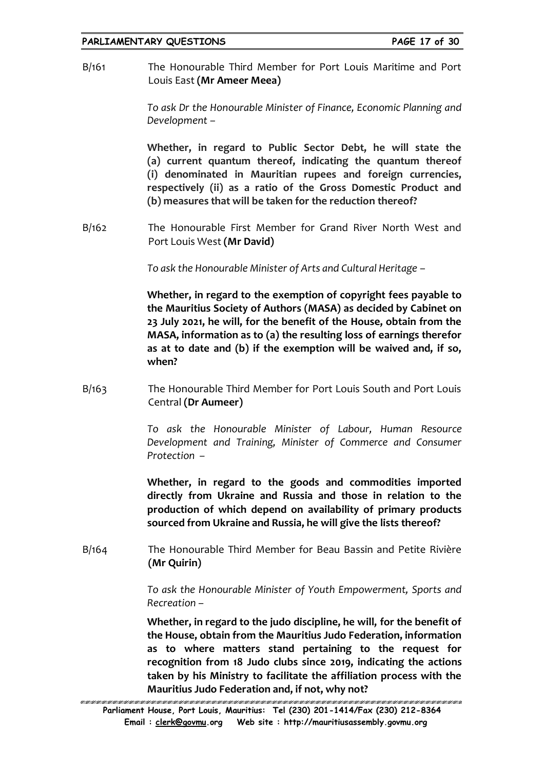B/161 The Honourable Third Member for Port Louis Maritime and Port Louis East **(Mr Ameer Meea)**

*To ask Dr the Honourable Minister of Finance, Economic Planning and Development –*

**Whether, in regard to Public Sector Debt, he will state the (a) current quantum thereof, indicating the quantum thereof (i) denominated in Mauritian rupees and foreign currencies, respectively (ii) as a ratio of the Gross Domestic Product and (b) measures that will be taken for the reduction thereof?**

B/162 The Honourable First Member for Grand River North West and Port Louis West **(Mr David)**

*To ask the Honourable Minister of Arts and Cultural Heritage –*

**Whether, in regard to the exemption of copyright fees payable to the Mauritius Society of Authors (MASA) as decided by Cabinet on 23 July 2021, he will, for the benefit of the House, obtain from the MASA, information as to (a) the resulting loss of earnings therefor as at to date and (b) if the exemption will be waived and, if so, when?**

B/163 The Honourable Third Member for Port Louis South and Port Louis Central **(Dr Aumeer)**

*To ask the Honourable Minister of Labour, Human Resource Development and Training, Minister of Commerce and Consumer Protection –*

**Whether, in regard to the goods and commodities imported directly from Ukraine and Russia and those in relation to the production of which depend on availability of primary products sourced from Ukraine and Russia, he will give the lists thereof?**

B/164 The Honourable Third Member for Beau Bassin and Petite Rivière **(Mr Quirin)**

*To ask the Honourable Minister of Youth Empowerment, Sports and Recreation –*

**Whether, in regard to the judo discipline, he will, for the benefit of the House, obtain from the Mauritius Judo Federation, information as to where matters stand pertaining to the request for recognition from 18 Judo clubs since 2019, indicating the actions taken by his Ministry to facilitate the affiliation process with the Mauritius Judo Federation and, if not, why not?**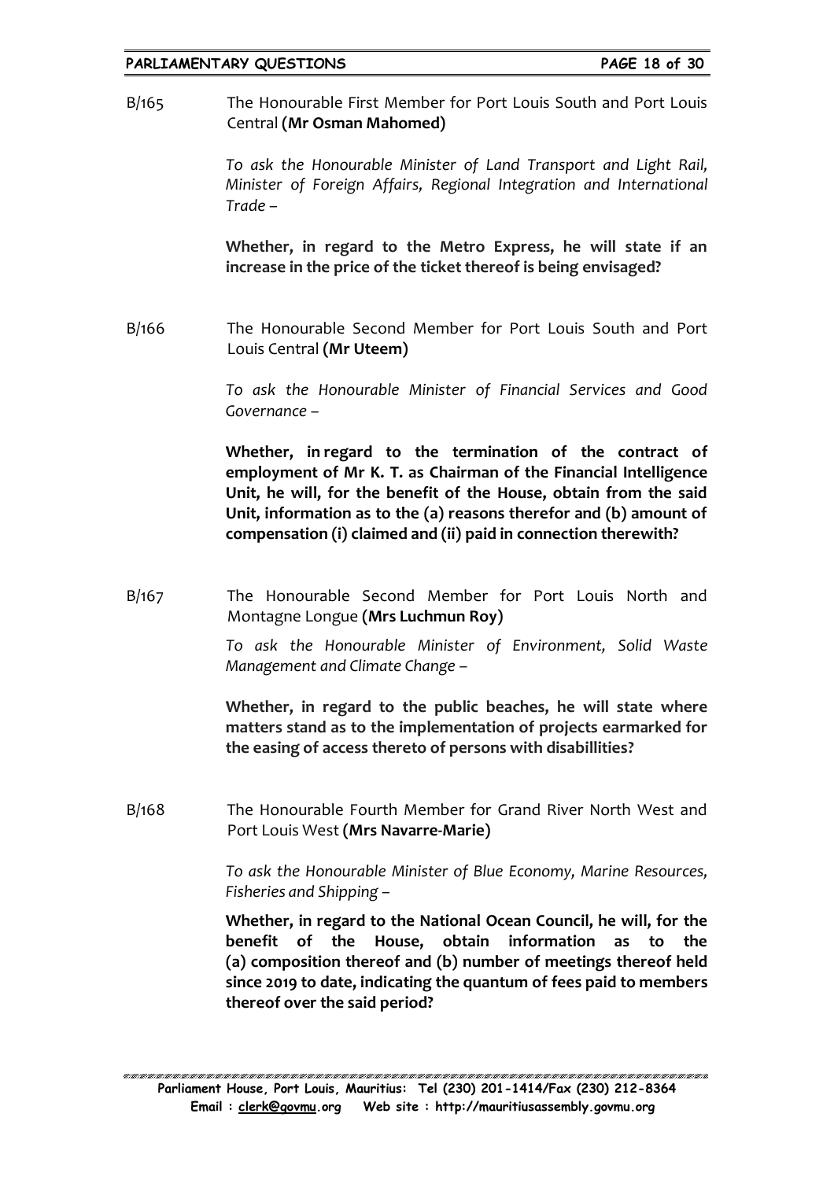B/165 The Honourable First Member for Port Louis South and Port Louis Central **(Mr Osman Mahomed)**

*To ask the Honourable Minister of Land Transport and Light Rail, Minister of Foreign Affairs, Regional Integration and International Trade –*

**Whether, in regard to the Metro Express, he will state if an increase in the price of the ticket thereof is being envisaged?**

B/166 The Honourable Second Member for Port Louis South and Port Louis Central **(Mr Uteem)**

*To ask the Honourable Minister of Financial Services and Good Governance –*

**Whether, in regard to the termination of the contract of employment of Mr K. T. as Chairman of the Financial Intelligence Unit, he will, for the benefit of the House, obtain from the said Unit, information as to the (a) reasons therefor and (b) amount of compensation (i) claimed and (ii) paid in connection therewith?**

B/167 The Honourable Second Member for Port Louis North and Montagne Longue **(Mrs Luchmun Roy)**

*To ask the Honourable Minister of Environment, Solid Waste Management and Climate Change –*

**Whether, in regard to the public beaches, he will state where matters stand as to the implementation of projects earmarked for the easing of access thereto of persons with disabillities?**

B/168 The Honourable Fourth Member for Grand River North West and Port Louis West **(Mrs Navarre-Marie)**

*To ask the Honourable Minister of Blue Economy, Marine Resources, Fisheries and Shipping –*

**Whether, in regard to the National Ocean Council, he will, for the benefit of the House, obtain information as to the (a) composition thereof and (b) number of meetings thereof held since 2019 to date, indicating the quantum of fees paid to members thereof over the said period?**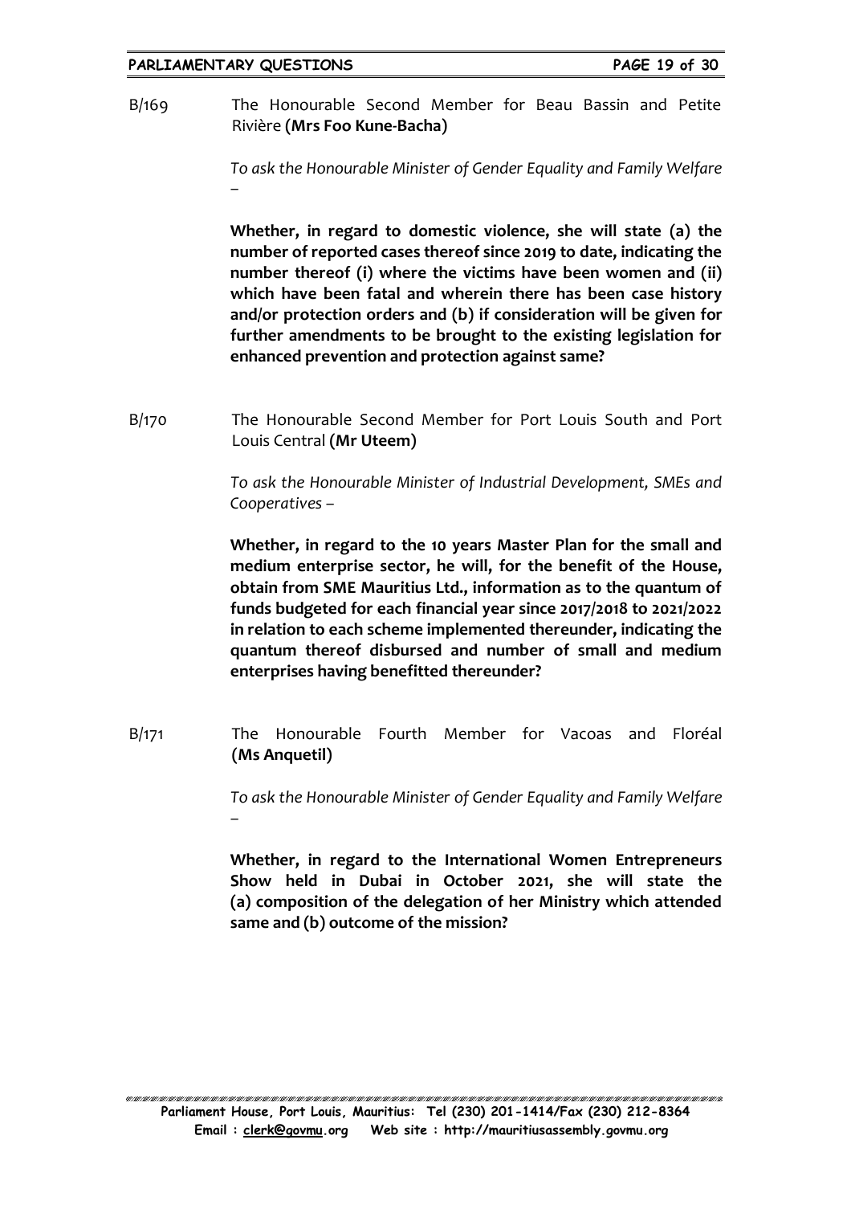B/169 The Honourable Second Member for Beau Bassin and Petite Rivière **(Mrs Foo Kune-Bacha)**

*To ask the Honourable Minister of Gender Equality and Family Welfare –*

**Whether, in regard to domestic violence, she will state (a) the number of reported cases thereof since 2019 to date, indicating the number thereof (i) where the victims have been women and (ii) which have been fatal and wherein there has been case history and/or protection orders and (b) if consideration will be given for further amendments to be brought to the existing legislation for enhanced prevention and protection against same?**

B/170 The Honourable Second Member for Port Louis South and Port Louis Central **(Mr Uteem)**

*To ask the Honourable Minister of Industrial Development, SMEs and Cooperatives –*

**Whether, in regard to the 10 years Master Plan for the small and medium enterprise sector, he will, for the benefit of the House, obtain from SME Mauritius Ltd., information as to the quantum of funds budgeted for each financial year since 2017/2018 to 2021/2022 in relation to each scheme implemented thereunder, indicating the quantum thereof disbursed and number of small and medium enterprises having benefitted thereunder?**

B/171 The Honourable Fourth Member for Vacoas and Floréal **(Ms Anquetil)**

*To ask the Honourable Minister of Gender Equality and Family Welfare –*

**Whether, in regard to the International Women Entrepreneurs Show held in Dubai in October 2021, she will state the (a) composition of the delegation of her Ministry which attended same and (b) outcome of the mission?**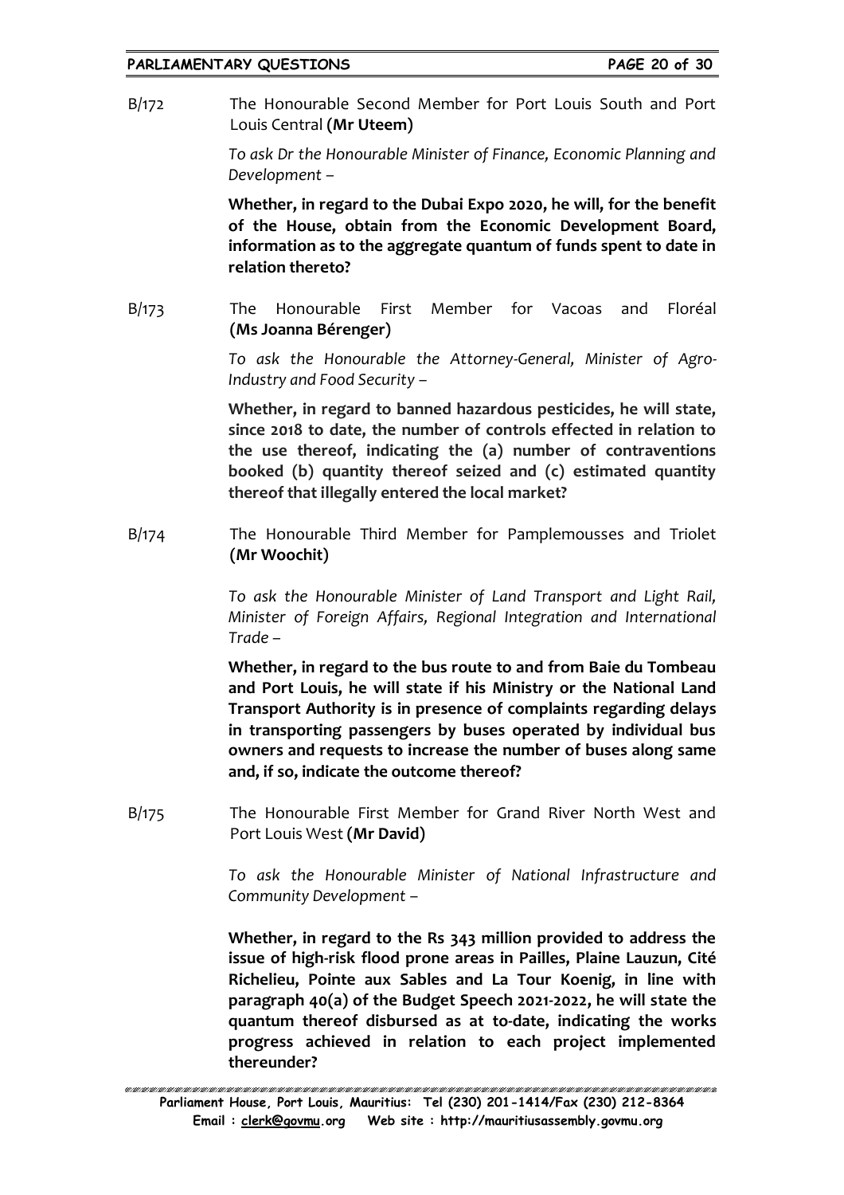B/172 The Honourable Second Member for Port Louis South and Port Louis Central **(Mr Uteem)**

*To ask Dr the Honourable Minister of Finance, Economic Planning and Development –*

**Whether, in regard to the Dubai Expo 2020, he will, for the benefit of the House, obtain from the Economic Development Board, information as to the aggregate quantum of funds spent to date in relation thereto?**

B/173 The Honourable First Member for Vacoas and Floréal **(Ms Joanna Bérenger)**

*To ask the Honourable the Attorney-General, Minister of Agro-Industry and Food Security –*

**Whether, in regard to banned hazardous pesticides, he will state, since 2018 to date, the number of controls effected in relation to the use thereof, indicating the (a) number of contraventions booked (b) quantity thereof seized and (c) estimated quantity thereof that illegally entered the local market?**

B/174 The Honourable Third Member for Pamplemousses and Triolet **(Mr Woochit)**

*To ask the Honourable Minister of Land Transport and Light Rail, Minister of Foreign Affairs, Regional Integration and International Trade –*

**Whether, in regard to the bus route to and from Baie du Tombeau and Port Louis, he will state if his Ministry or the National Land Transport Authority is in presence of complaints regarding delays in transporting passengers by buses operated by individual bus owners and requests to increase the number of buses along same and, if so, indicate the outcome thereof?**

B/175 The Honourable First Member for Grand River North West and Port Louis West **(Mr David)**

*To ask the Honourable Minister of National Infrastructure and Community Development –*

**Whether, in regard to the Rs 343 million provided to address the issue of high-risk flood prone areas in Pailles, Plaine Lauzun, Cité Richelieu, Pointe aux Sables and La Tour Koenig, in line with paragraph 40(a) of the Budget Speech 2021-2022, he will state the quantum thereof disbursed as at to-date, indicating the works progress achieved in relation to each project implemented thereunder?**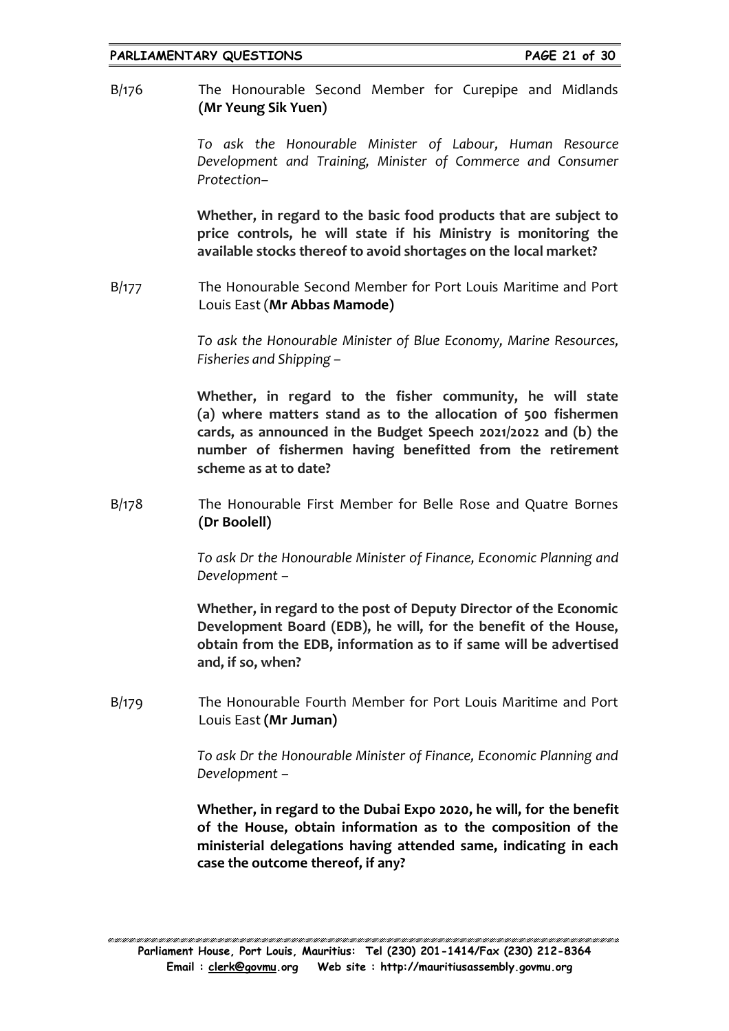B/176 The Honourable Second Member for Curepipe and Midlands **(Mr Yeung Sik Yuen)**

*To ask the Honourable Minister of Labour, Human Resource Development and Training, Minister of Commerce and Consumer Protection–*

**Whether, in regard to the basic food products that are subject to price controls, he will state if his Ministry is monitoring the available stocks thereof to avoid shortages on the local market?**

B/177 The Honourable Second Member for Port Louis Maritime and Port Louis East (**Mr Abbas Mamode)**

*To ask the Honourable Minister of Blue Economy, Marine Resources, Fisheries and Shipping –*

**Whether, in regard to the fisher community, he will state (a) where matters stand as to the allocation of 500 fishermen cards, as announced in the Budget Speech 2021/2022 and (b) the number of fishermen having benefitted from the retirement scheme as at to date?**

B/178 The Honourable First Member for Belle Rose and Quatre Bornes **(Dr Boolell)**

*To ask Dr the Honourable Minister of Finance, Economic Planning and Development –*

**Whether, in regard to the post of Deputy Director of the Economic Development Board (EDB), he will, for the benefit of the House, obtain from the EDB, information as to if same will be advertised and, if so, when?**

B/179 The Honourable Fourth Member for Port Louis Maritime and Port Louis East **(Mr Juman)**

*To ask Dr the Honourable Minister of Finance, Economic Planning and Development –*

**Whether, in regard to the Dubai Expo 2020, he will, for the benefit of the House, obtain information as to the composition of the ministerial delegations having attended same, indicating in each case the outcome thereof, if any?**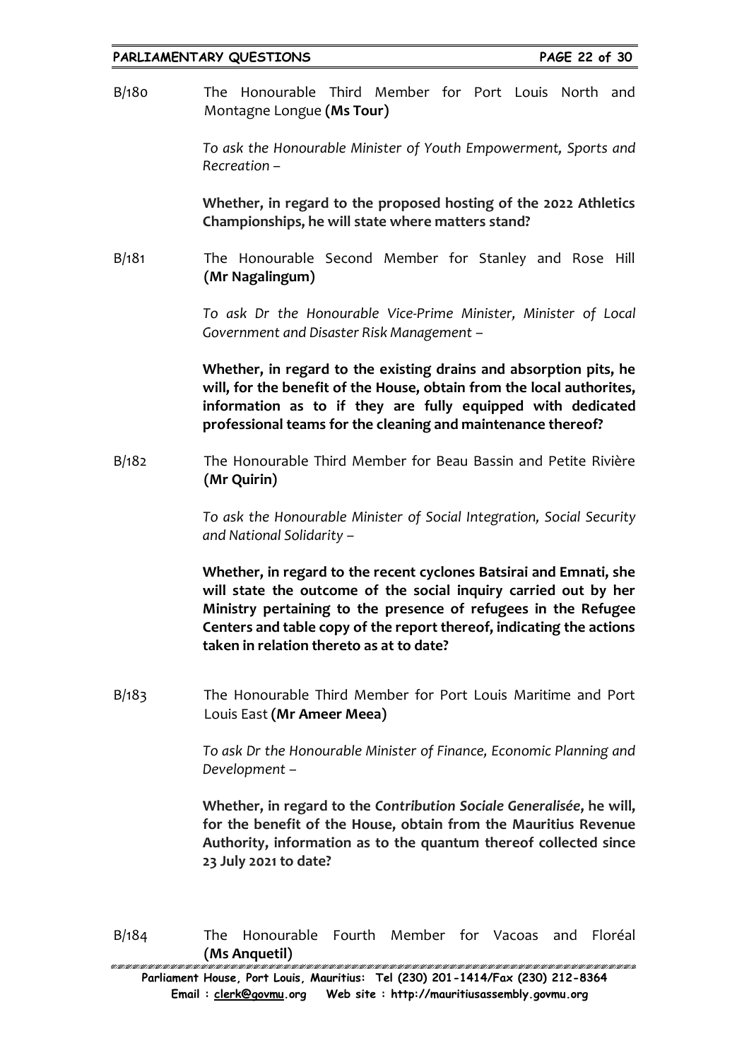B/180 The Honourable Third Member for Port Louis North and Montagne Longue **(Ms Tour)**

*To ask the Honourable Minister of Youth Empowerment, Sports and Recreation –*

**Whether, in regard to the proposed hosting of the 2022 Athletics Championships, he will state where matters stand?**

B/181 The Honourable Second Member for Stanley and Rose Hill **(Mr Nagalingum)**

*To ask Dr the Honourable Vice-Prime Minister, Minister of Local Government and Disaster Risk Management –*

**Whether, in regard to the existing drains and absorption pits, he will, for the benefit of the House, obtain from the local authorites, information as to if they are fully equipped with dedicated professional teams for the cleaning and maintenance thereof?**

B/182 The Honourable Third Member for Beau Bassin and Petite Rivière **(Mr Quirin)**

*To ask the Honourable Minister of Social Integration, Social Security and National Solidarity –*

**Whether, in regard to the recent cyclones Batsirai and Emnati, she will state the outcome of the social inquiry carried out by her Ministry pertaining to the presence of refugees in the Refugee Centers and table copy of the report thereof, indicating the actions taken in relation thereto as at to date?**

B/183 The Honourable Third Member for Port Louis Maritime and Port Louis East **(Mr Ameer Meea)**

*To ask Dr the Honourable Minister of Finance, Economic Planning and Development –*

**Whether, in regard to the *Contribution Sociale Generalisée*, he will, for the benefit of the House, obtain from the Mauritius Revenue Authority, information as to the quantum thereof collected since 23 July 2021 to date?**

B/184 The Honourable Fourth Member for Vacoas and Floréal **(Ms Anquetil)**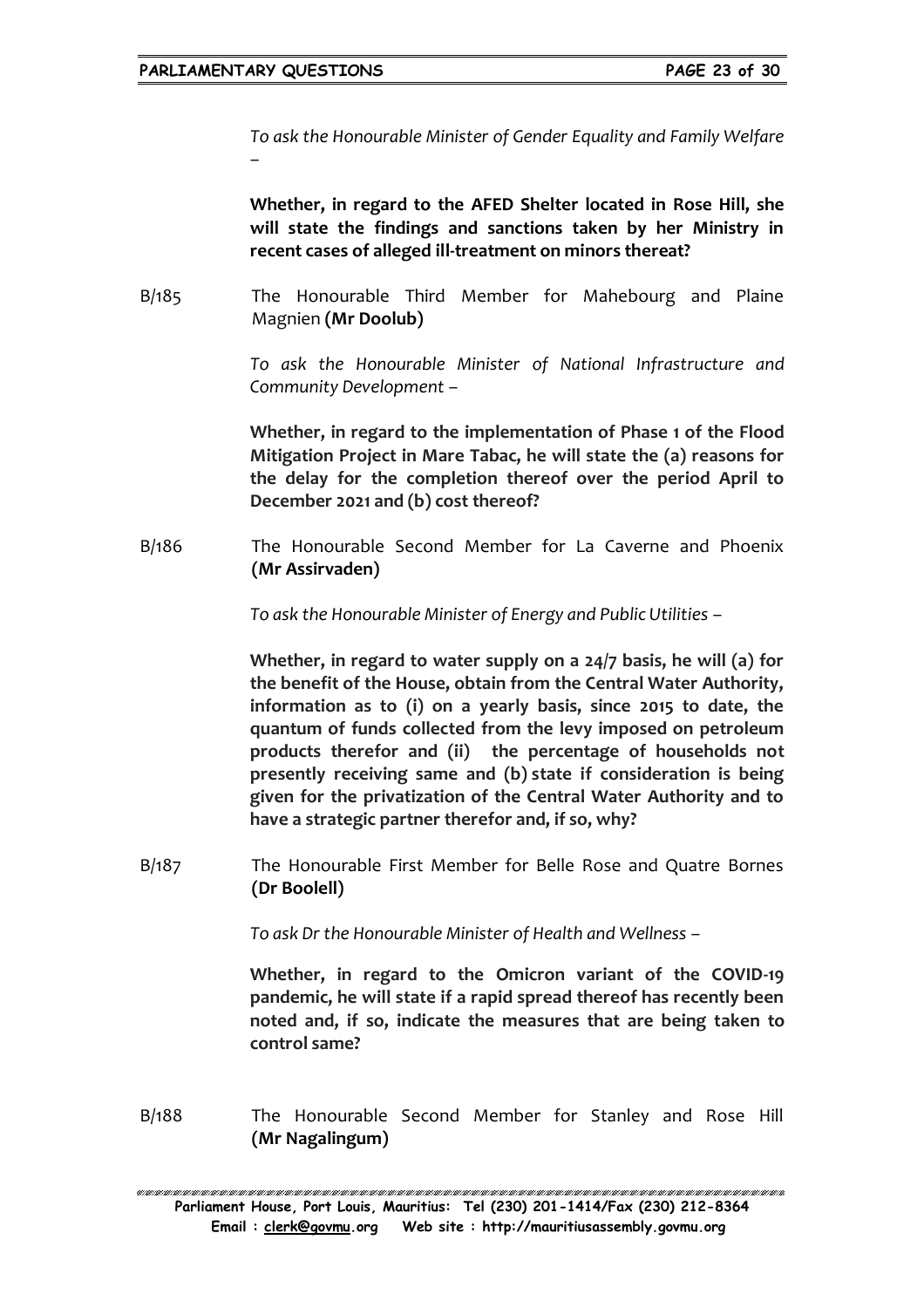*To ask the Honourable Minister of Gender Equality and Family Welfare –*

**Whether, in regard to the AFED Shelter located in Rose Hill, she will state the findings and sanctions taken by her Ministry in recent cases of alleged ill-treatment on minors thereat?**

B/185 The Honourable Third Member for Mahebourg and Plaine Magnien **(Mr Doolub)**

*To ask the Honourable Minister of National Infrastructure and Community Development –*

**Whether, in regard to the implementation of Phase 1 of the Flood Mitigation Project in Mare Tabac, he will state the (a) reasons for the delay for the completion thereof over the period April to December 2021 and (b) cost thereof?**

B/186 The Honourable Second Member for La Caverne and Phoenix **(Mr Assirvaden)**

*To ask the Honourable Minister of Energy and Public Utilities –*

**Whether, in regard to water supply on a 24/7 basis, he will (a) for the benefit of the House, obtain from the Central Water Authority, information as to (i) on a yearly basis, since 2015 to date, the quantum of funds collected from the levy imposed on petroleum products therefor and (ii) the percentage of households not presently receiving same and (b) state if consideration is being given for the privatization of the Central Water Authority and to have a strategic partner therefor and, if so, why?**

B/187 The Honourable First Member for Belle Rose and Quatre Bornes **(Dr Boolell)**

*To ask Dr the Honourable Minister of Health and Wellness –*

**Whether, in regard to the Omicron variant of the COVID-19 pandemic, he will state if a rapid spread thereof has recently been noted and, if so, indicate the measures that are being taken to control same?**

B/188 The Honourable Second Member for Stanley and Rose Hill **(Mr Nagalingum)**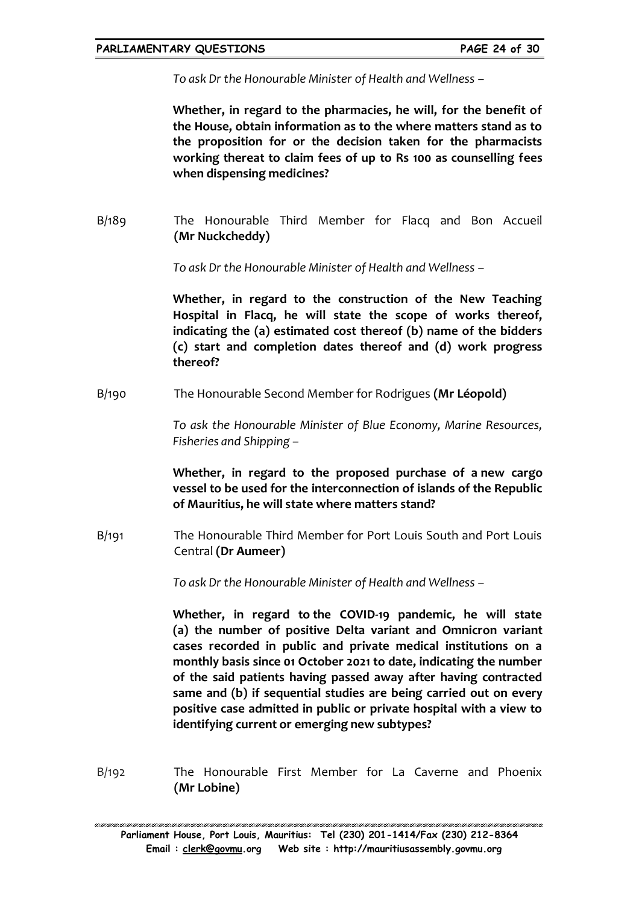*To ask Dr the Honourable Minister of Health and Wellness –*

**Whether, in regard to the pharmacies, he will, for the benefit of the House, obtain information as to the where matters stand as to the proposition for or the decision taken for the pharmacists working thereat to claim fees of up to Rs 100 as counselling fees when dispensing medicines?**

B/189 The Honourable Third Member for Flacq and Bon Accueil **(Mr Nuckcheddy)**

*To ask Dr the Honourable Minister of Health and Wellness –*

**Whether, in regard to the construction of the New Teaching Hospital in Flacq, he will state the scope of works thereof, indicating the (a) estimated cost thereof (b) name of the bidders (c) start and completion dates thereof and (d) work progress thereof?**

B/190 The Honourable Second Member for Rodrigues **(Mr Léopold)**

*To ask the Honourable Minister of Blue Economy, Marine Resources, Fisheries and Shipping –*

**Whether, in regard to the proposed purchase of a new cargo vessel to be used for the interconnection of islands of the Republic of Mauritius, he will state where matters stand?**

B/191 The Honourable Third Member for Port Louis South and Port Louis Central **(Dr Aumeer)**

*To ask Dr the Honourable Minister of Health and Wellness –*

**Whether, in regard to the COVID-19 pandemic, he will state (a) the number of positive Delta variant and Omnicron variant cases recorded in public and private medical institutions on a monthly basis since 01 October 2021 to date, indicating the number of the said patients having passed away after having contracted same and (b) if sequential studies are being carried out on every positive case admitted in public or private hospital with a view to identifying current or emerging new subtypes?**

B/192 The Honourable First Member for La Caverne and Phoenix **(Mr Lobine)**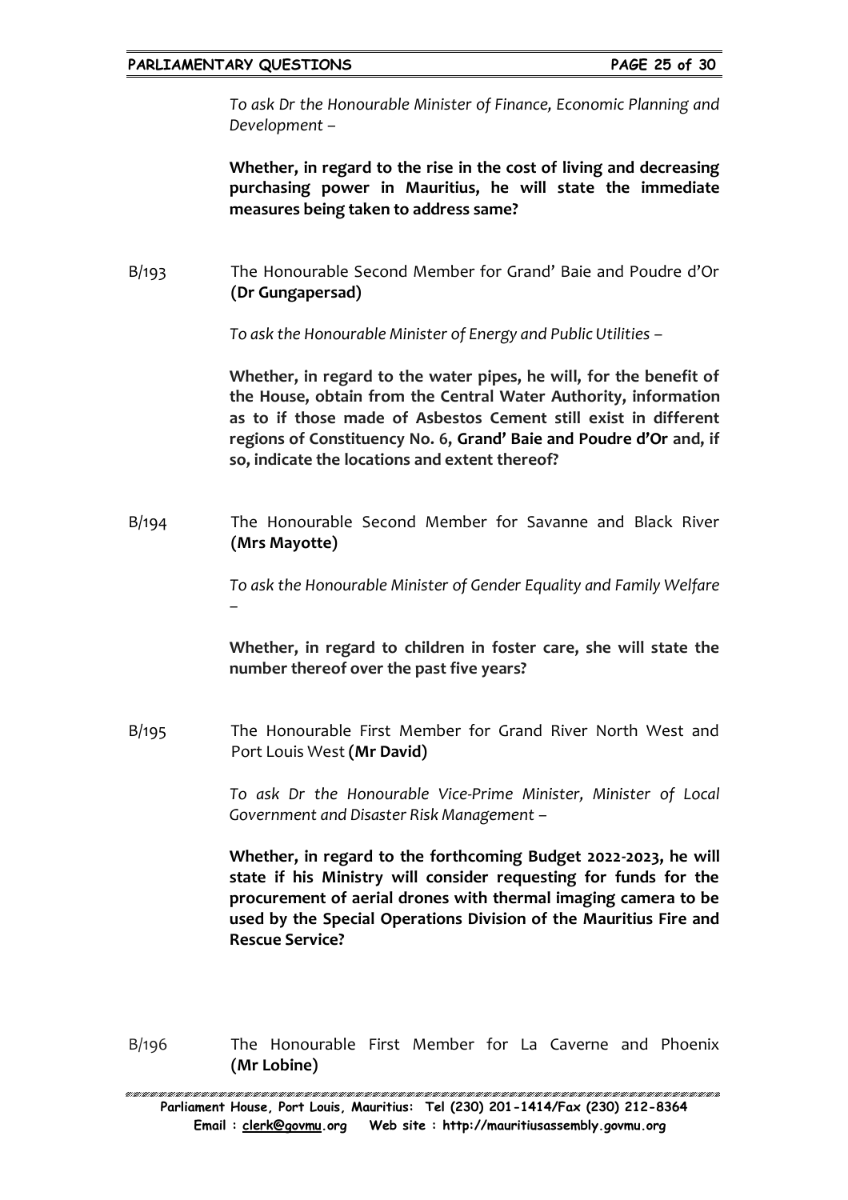*To ask Dr the Honourable Minister of Finance, Economic Planning and Development –*

**Whether, in regard to the rise in the cost of living and decreasing purchasing power in Mauritius, he will state the immediate measures being taken to address same?**

B/193 The Honourable Second Member for Grand' Baie and Poudre d'Or **(Dr Gungapersad)**

*To ask the Honourable Minister of Energy and Public Utilities –*

**Whether, in regard to the water pipes, he will, for the benefit of the House, obtain from the Central Water Authority, information as to if those made of Asbestos Cement still exist in different regions of Constituency No. 6, Grand' Baie and Poudre d'Or and, if so, indicate the locations and extent thereof?**

B/194 The Honourable Second Member for Savanne and Black River **(Mrs Mayotte)**

*To ask the Honourable Minister of Gender Equality and Family Welfare –*

**Whether, in regard to children in foster care, she will state the number thereof over the past five years?**

B/195 The Honourable First Member for Grand River North West and Port Louis West **(Mr David)**

*To ask Dr the Honourable Vice-Prime Minister, Minister of Local Government and Disaster Risk Management –*

**Whether, in regard to the forthcoming Budget 2022-2023, he will state if his Ministry will consider requesting for funds for the procurement of aerial drones with thermal imaging camera to be used by the Special Operations Division of the Mauritius Fire and Rescue Service?**

B/196 The Honourable First Member for La Caverne and Phoenix **(Mr Lobine)**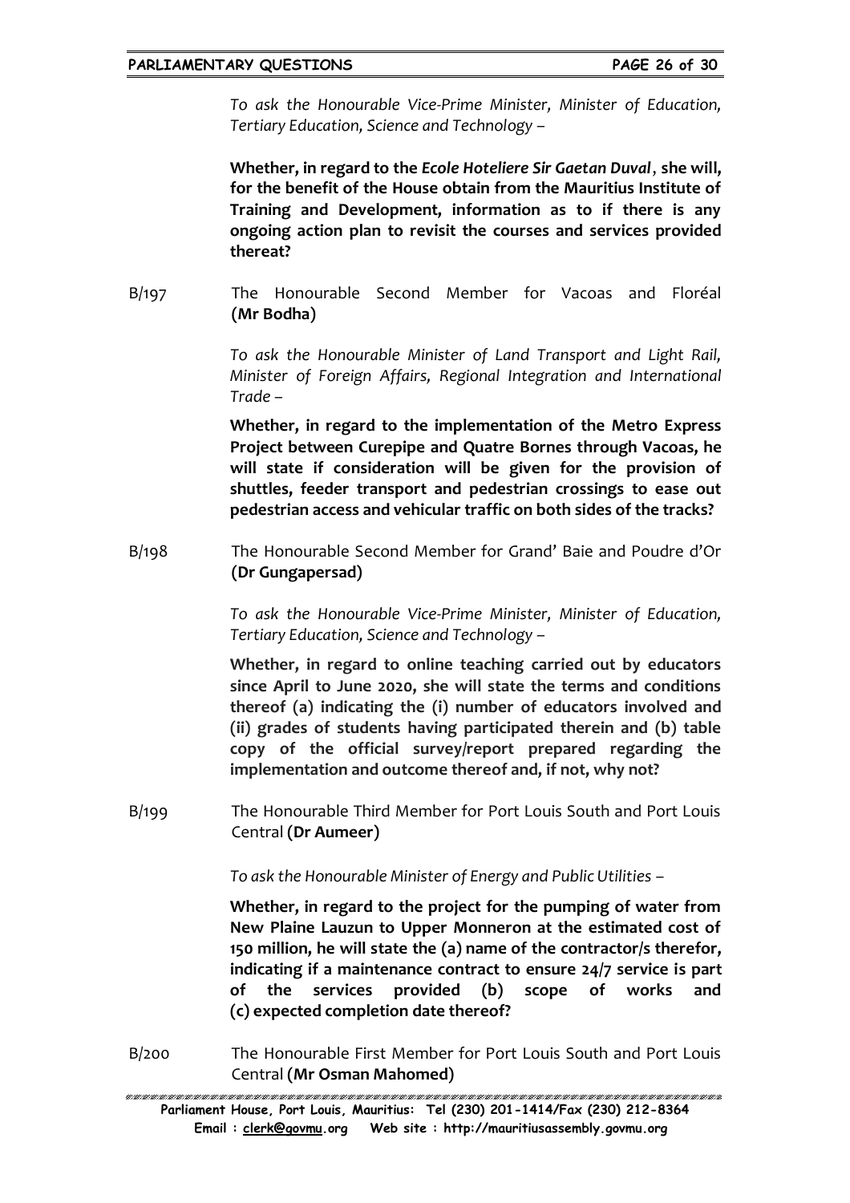*To ask the Honourable Vice-Prime Minister, Minister of Education, Tertiary Education, Science and Technology –*

**Whether, in regard to the *Ecole Hoteliere Sir Gaetan Duval*, she will, for the benefit of the House obtain from the Mauritius Institute of Training and Development, information as to if there is any ongoing action plan to revisit the courses and services provided thereat?**

B/197 The Honourable Second Member for Vacoas and Floréal **(Mr Bodha)**

*To ask the Honourable Minister of Land Transport and Light Rail, Minister of Foreign Affairs, Regional Integration and International Trade –*

**Whether, in regard to the implementation of the Metro Express Project between Curepipe and Quatre Bornes through Vacoas, he will state if consideration will be given for the provision of shuttles, feeder transport and pedestrian crossings to ease out pedestrian access and vehicular traffic on both sides of the tracks?**

B/198 The Honourable Second Member for Grand' Baie and Poudre d'Or **(Dr Gungapersad)**

*To ask the Honourable Vice-Prime Minister, Minister of Education, Tertiary Education, Science and Technology –*

**Whether, in regard to online teaching carried out by educators since April to June 2020, she will state the terms and conditions thereof (a) indicating the (i) number of educators involved and (ii) grades of students having participated therein and (b) table copy of the official survey/report prepared regarding the implementation and outcome thereof and, if not, why not?**

B/199 The Honourable Third Member for Port Louis South and Port Louis Central **(Dr Aumeer)**

*To ask the Honourable Minister of Energy and Public Utilities –*

**Whether, in regard to the project for the pumping of water from New Plaine Lauzun to Upper Monneron at the estimated cost of 150 million, he will state the (a) name of the contractor/s therefor, indicating if a maintenance contract to ensure 24/7 service is part of the services provided (b) scope of works and (c) expected completion date thereof?**

B/200 The Honourable First Member for Port Louis South and Port Louis Central **(Mr Osman Mahomed)**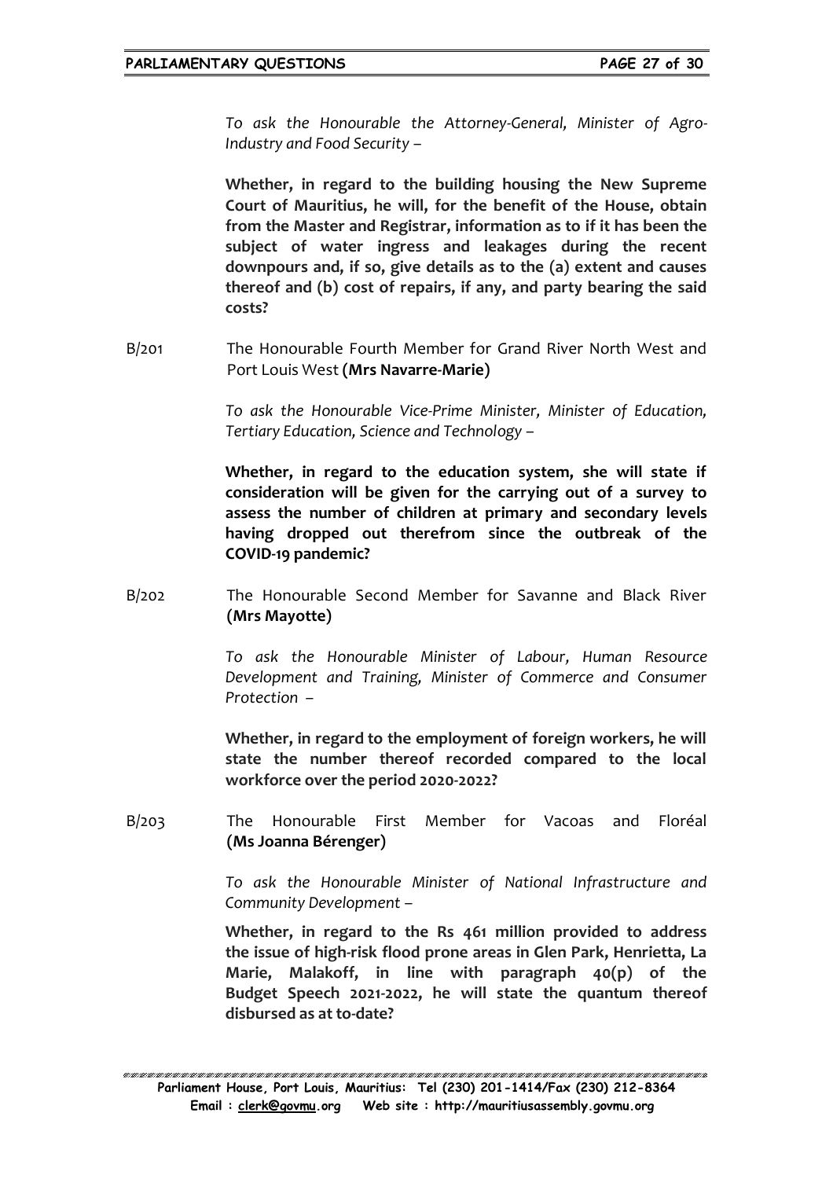*To ask the Honourable the Attorney-General, Minister of Agro-Industry and Food Security –*

**Whether, in regard to the building housing the New Supreme Court of Mauritius, he will, for the benefit of the House, obtain from the Master and Registrar, information as to if it has been the subject of water ingress and leakages during the recent downpours and, if so, give details as to the (a) extent and causes thereof and (b) cost of repairs, if any, and party bearing the said costs?**

B/201 The Honourable Fourth Member for Grand River North West and Port Louis West **(Mrs Navarre-Marie)**

*To ask the Honourable Vice-Prime Minister, Minister of Education, Tertiary Education, Science and Technology –*

**Whether, in regard to the education system, she will state if consideration will be given for the carrying out of a survey to assess the number of children at primary and secondary levels having dropped out therefrom since the outbreak of the COVID-19 pandemic?**

B/202 The Honourable Second Member for Savanne and Black River **(Mrs Mayotte)**

*To ask the Honourable Minister of Labour, Human Resource Development and Training, Minister of Commerce and Consumer Protection –*

**Whether, in regard to the employment of foreign workers, he will state the number thereof recorded compared to the local workforce over the period 2020-2022?**

B/203 The Honourable First Member for Vacoas and Floréal **(Ms Joanna Bérenger)**

*To ask the Honourable Minister of National Infrastructure and Community Development –*

**Whether, in regard to the Rs 461 million provided to address the issue of high-risk flood prone areas in Glen Park, Henrietta, La Marie, Malakoff, in line with paragraph 40(p) of the Budget Speech 2021-2022, he will state the quantum thereof disbursed as at to-date?**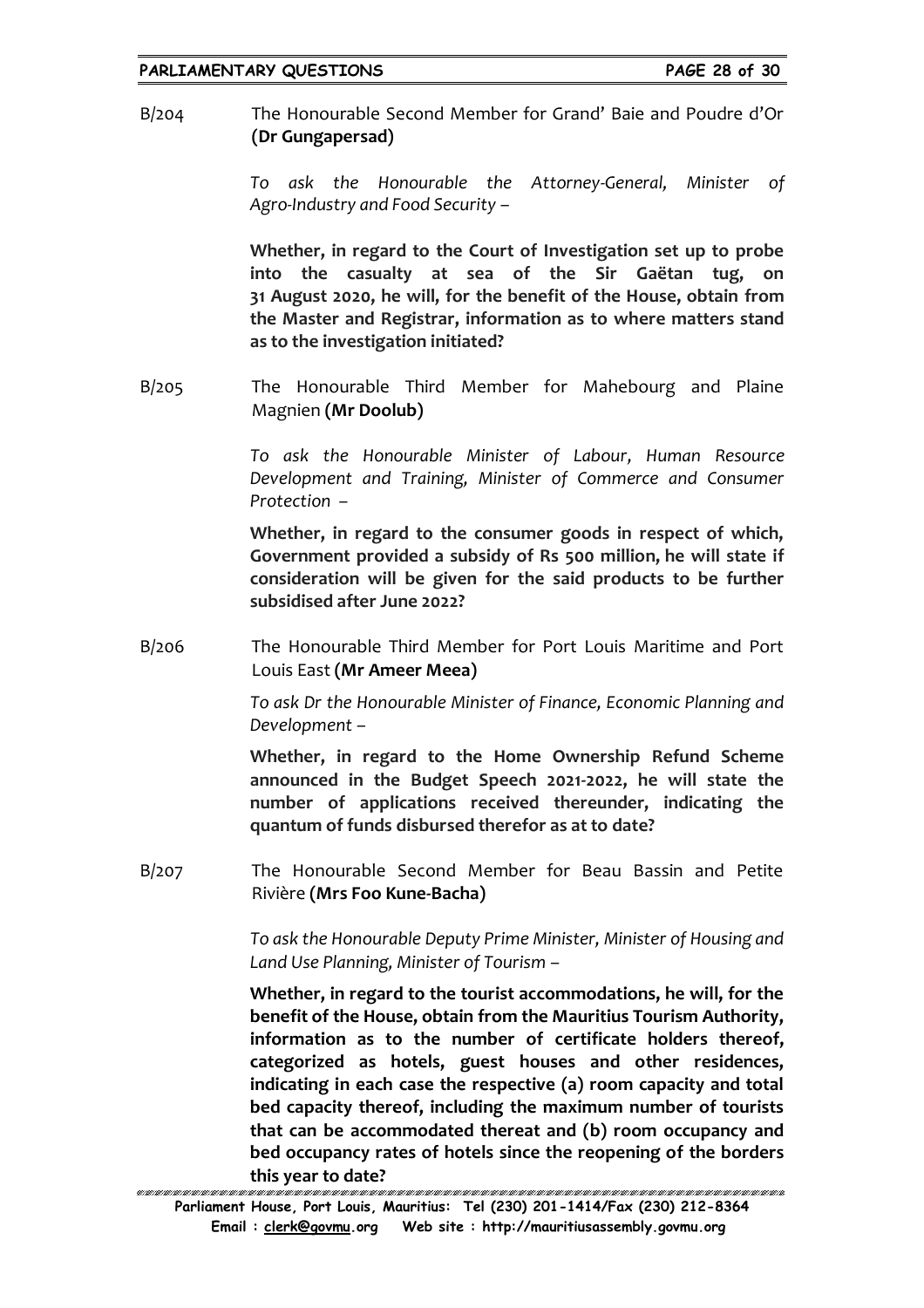B/204 The Honourable Second Member for Grand' Baie and Poudre d'Or **(Dr Gungapersad)**

*To ask the Honourable the Attorney-General, Minister of Agro-Industry and Food Security –*

**Whether, in regard to the Court of Investigation set up to probe into the casualty at sea of the Sir Gaëtan tug, on 31 August 2020, he will, for the benefit of the House, obtain from the Master and Registrar, information as to where matters stand as to the investigation initiated?**

B/205 The Honourable Third Member for Mahebourg and Plaine Magnien **(Mr Doolub)**

*To ask the Honourable Minister of Labour, Human Resource Development and Training, Minister of Commerce and Consumer Protection –*

**Whether, in regard to the consumer goods in respect of which, Government provided a subsidy of Rs 500 million, he will state if consideration will be given for the said products to be further subsidised after June 2022?**

B/206 The Honourable Third Member for Port Louis Maritime and Port Louis East **(Mr Ameer Meea)**

*To ask Dr the Honourable Minister of Finance, Economic Planning and Development –*

**Whether, in regard to the Home Ownership Refund Scheme announced in the Budget Speech 2021-2022, he will state the number of applications received thereunder, indicating the quantum of funds disbursed therefor as at to date?**

B/207 The Honourable Second Member for Beau Bassin and Petite Rivière **(Mrs Foo Kune-Bacha)**

*To ask the Honourable Deputy Prime Minister, Minister of Housing and Land Use Planning, Minister of Tourism –*

**Whether, in regard to the tourist accommodations, he will, for the benefit of the House, obtain from the Mauritius Tourism Authority, information as to the number of certificate holders thereof, categorized as hotels, guest houses and other residences, indicating in each case the respective (a) room capacity and total bed capacity thereof, including the maximum number of tourists that can be accommodated thereat and (b) room occupancy and bed occupancy rates of hotels since the reopening of the borders this year to date?**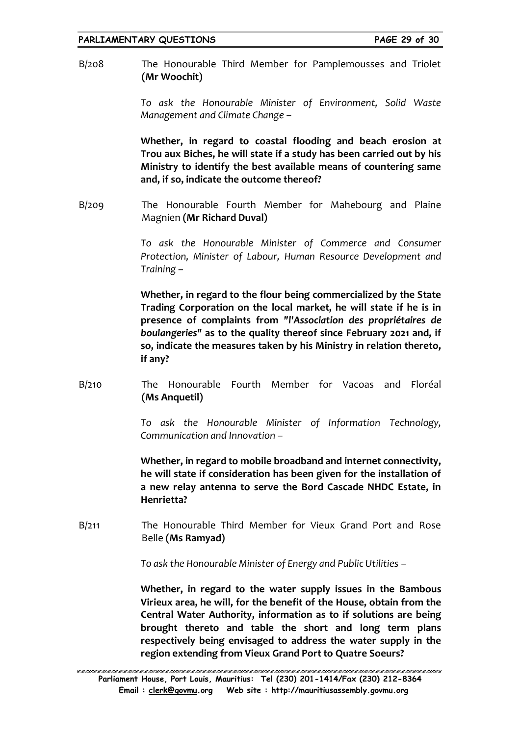B/208 The Honourable Third Member for Pamplemousses and Triolet **(Mr Woochit)**

*To ask the Honourable Minister of Environment, Solid Waste Management and Climate Change –*

**Whether, in regard to coastal flooding and beach erosion at Trou aux Biches, he will state if a study has been carried out by his Ministry to identify the best available means of countering same and, if so, indicate the outcome thereof?**

B/209 The Honourable Fourth Member for Mahebourg and Plaine Magnien **(Mr Richard Duval)**

*To ask the Honourable Minister of Commerce and Consumer Protection, Minister of Labour, Human Resource Development and Training –*

**Whether, in regard to the flour being commercialized by the State Trading Corporation on the local market, he will state if he is in presence of complaints from *"l'Association des propriétaires de boulangeries"* as to the quality thereof since February 2021 and, if so, indicate the measures taken by his Ministry in relation thereto, if any?**

B/210 The Honourable Fourth Member for Vacoas and Floréal **(Ms Anquetil)**

*To ask the Honourable Minister of Information Technology, Communication and Innovation –*

**Whether, in regard to mobile broadband and internet connectivity, he will state if consideration has been given for the installation of a new relay antenna to serve the Bord Cascade NHDC Estate, in Henrietta?**

B/211 The Honourable Third Member for Vieux Grand Port and Rose Belle **(Ms Ramyad)**

*To ask the Honourable Minister of Energy and Public Utilities –*

**Whether, in regard to the water supply issues in the Bambous Virieux area, he will, for the benefit of the House, obtain from the Central Water Authority, information as to if solutions are being brought thereto and table the short and long term plans respectively being envisaged to address the water supply in the region extending from Vieux Grand Port to Quatre Soeurs?**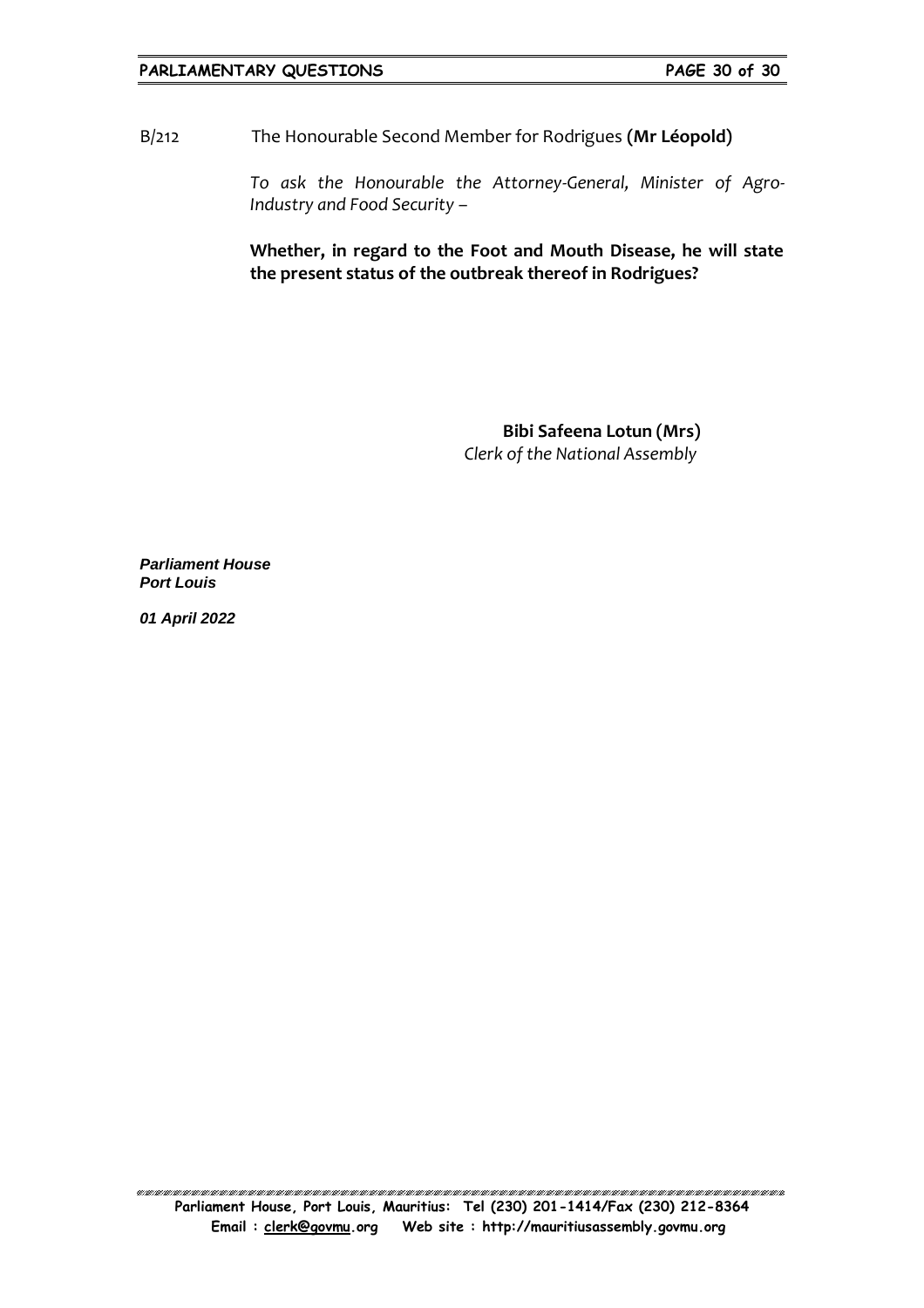B/212 The Honourable Second Member for Rodrigues **(Mr Léopold)**

*To ask the Honourable the Attorney-General, Minister of Agro-Industry and Food Security –*

**Whether, in regard to the Foot and Mouth Disease, he will state the present status of the outbreak thereof in Rodrigues?**

**Bibi Safeena Lotun (Mrs)**
*Clerk of the National Assembly*

***Parliament House***
***Port Louis***

***01 April 2022***